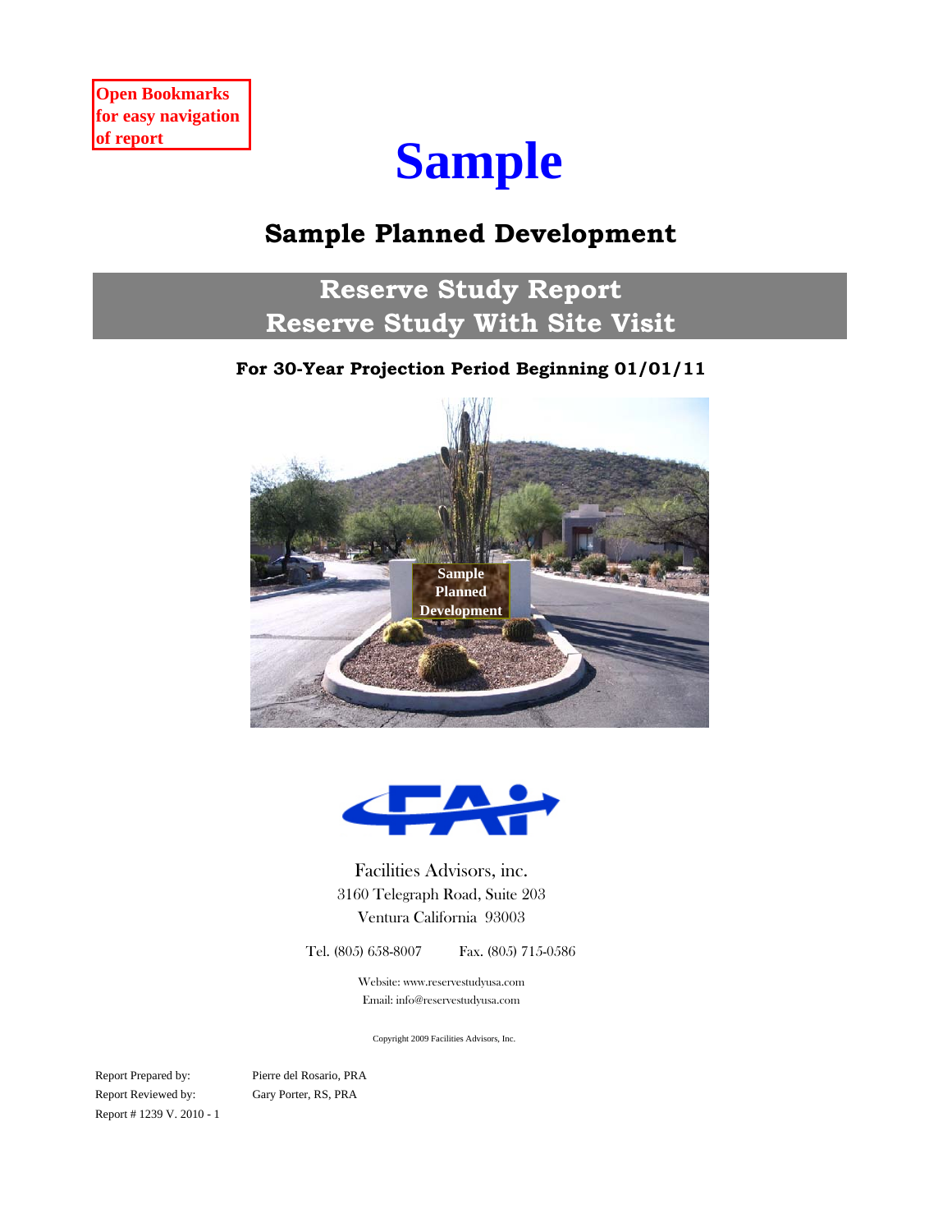Open Bookmarks for easy navigation of report

# Sample

## Sample Planned Development

## Reserve Study Report
## Reserve Study With Site Visit

**For 30-Year Projection Period Beginning 01/01/11**

Facilities Advisors, inc.
3160 Telegraph Road, Suite 203
Ventura California 93003

Tel. (805) 658-8007 Fax. (805) 715-0586

Website: www.reservestudyusa.com
Email: info@reservestudyusa.com

Copyright 2009 Facilities Advisors, Inc.

Report Prepared by: Pierre del Rosario, PRA
Report Reviewed by: Gary Porter, RS, PRA
Report # 1239 V. 2010 - 1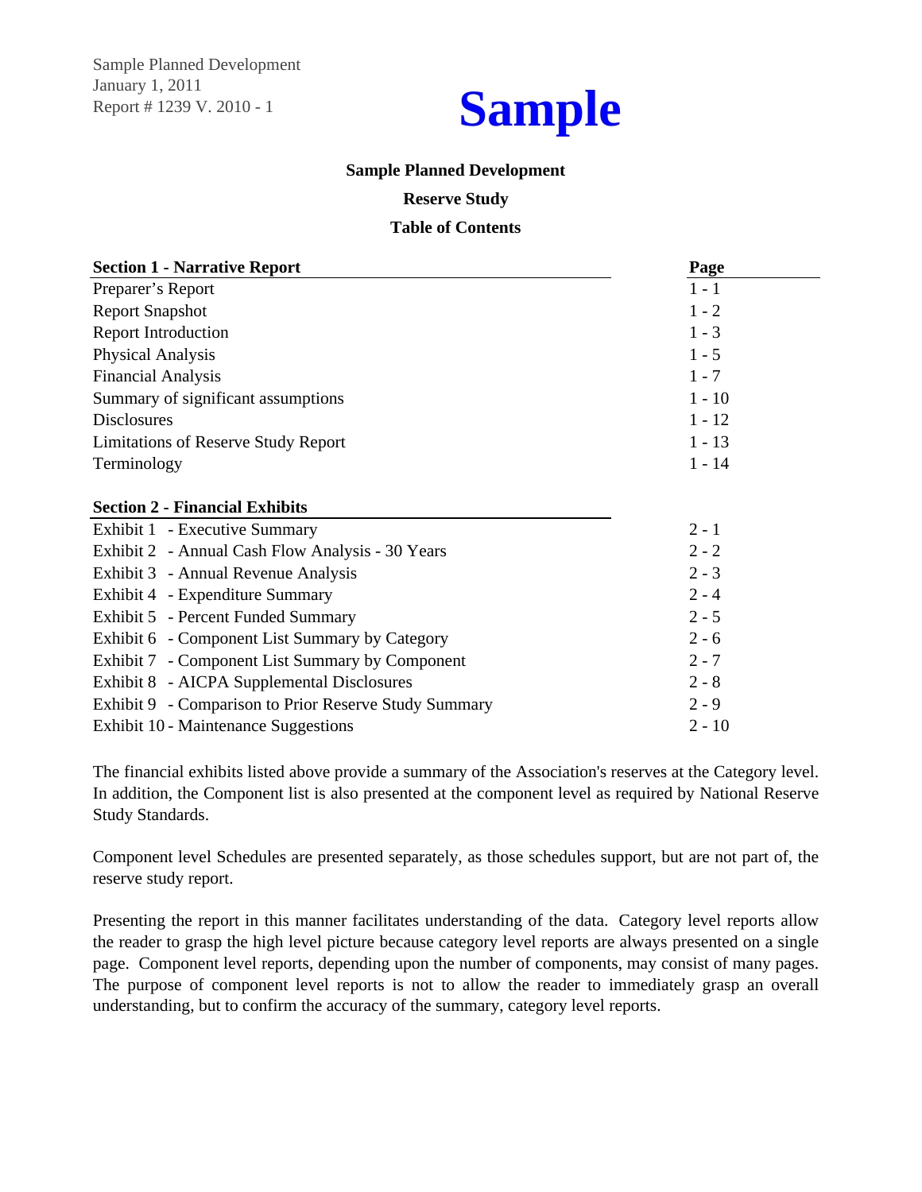Sample Planned Development
January 1, 2011
Report # 1239 V. 2010 - 1

# Sample

**Sample Planned Development**

**Reserve Study**

**Table of Contents**

| **Section 1 - Narrative Report** | **Page** |
|---|---|
| Preparer's Report | 1 - 1 |
| Report Snapshot | 1 - 2 |
| Report Introduction | 1 - 3 |
| Physical Analysis | 1 - 5 |
| Financial Analysis | 1 - 7 |
| Summary of significant assumptions | 1 - 10 |
| Disclosures | 1 - 12 |
| Limitations of Reserve Study Report | 1 - 13 |
| Terminology | 1 - 14 |

| **Section 2 - Financial Exhibits** | |
|---|---|
| Exhibit 1 - Executive Summary | 2 - 1 |
| Exhibit 2 - Annual Cash Flow Analysis - 30 Years | 2 - 2 |
| Exhibit 3 - Annual Revenue Analysis | 2 - 3 |
| Exhibit 4 - Expenditure Summary | 2 - 4 |
| Exhibit 5 - Percent Funded Summary | 2 - 5 |
| Exhibit 6 - Component List Summary by Category | 2 - 6 |
| Exhibit 7 - Component List Summary by Component | 2 - 7 |
| Exhibit 8 - AICPA Supplemental Disclosures | 2 - 8 |
| Exhibit 9 - Comparison to Prior Reserve Study Summary | 2 - 9 |
| Exhibit 10 - Maintenance Suggestions | 2 - 10 |

The financial exhibits listed above provide a summary of the Association's reserves at the Category level. In addition, the Component list is also presented at the component level as required by National Reserve Study Standards.

Component level Schedules are presented separately, as those schedules support, but are not part of, the reserve study report.

Presenting the report in this manner facilitates understanding of the data. Category level reports allow the reader to grasp the high level picture because category level reports are always presented on a single page. Component level reports, depending upon the number of components, may consist of many pages. The purpose of component level reports is not to allow the reader to immediately grasp an overall understanding, but to confirm the accuracy of the summary, category level reports.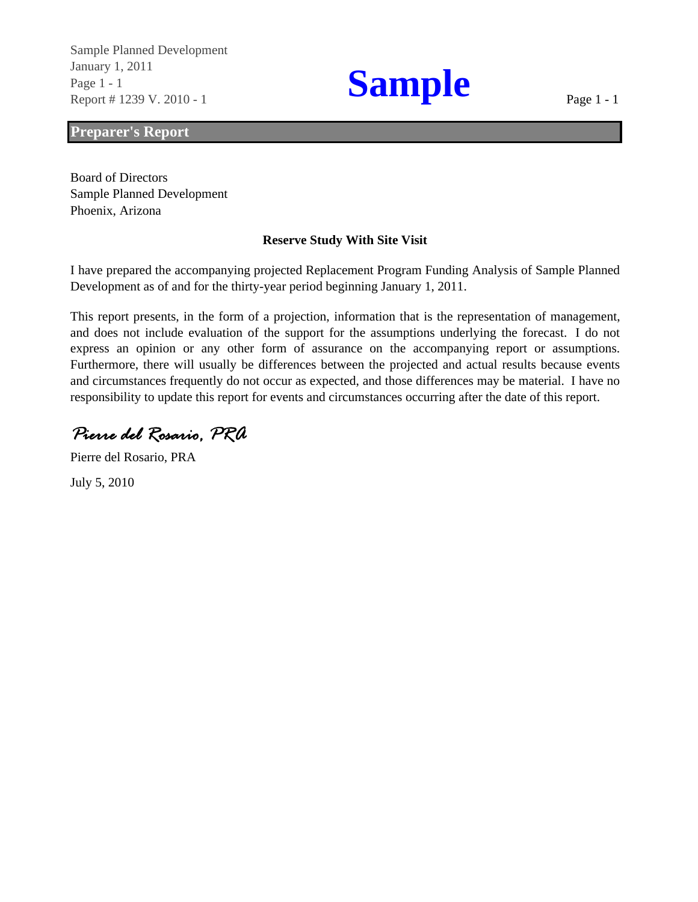## Preparer's Report

Board of Directors
Sample Planned Development
Phoenix, Arizona

**Reserve Study With Site Visit**

I have prepared the accompanying projected Replacement Program Funding Analysis of Sample Planned Development as of and for the thirty-year period beginning January 1, 2011.

This report presents, in the form of a projection, information that is the representation of management, and does not include evaluation of the support for the assumptions underlying the forecast. I do not express an opinion or any other form of assurance on the accompanying report or assumptions. Furthermore, there will usually be differences between the projected and actual results because events and circumstances frequently do not occur as expected, and those differences may be material. I have no responsibility to update this report for events and circumstances occurring after the date of this report.

*Pierre del Rosario, PRA*

Pierre del Rosario, PRA

July 5, 2010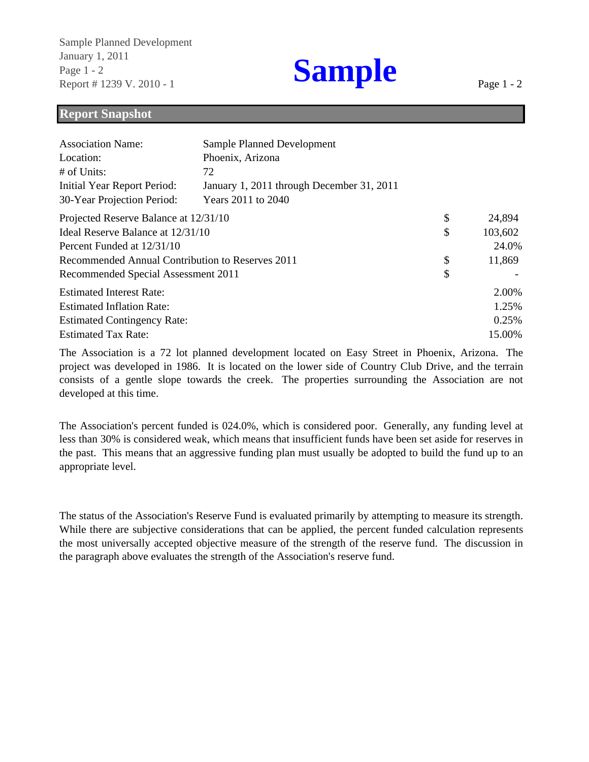## Report Snapshot

| | |
|---|---|
| Association Name: | Sample Planned Development |
| Location: | Phoenix, Arizona |
| # of Units: | 72 |
| Initial Year Report Period: | January 1, 2011 through December 31, 2011 |
| 30-Year Projection Period: | Years 2011 to 2040 |

| | | |
|---|---|---|
| Projected Reserve Balance at 12/31/10 | $ | 24,894 |
| Ideal Reserve Balance at 12/31/10 | $ | 103,602 |
| Percent Funded at 12/31/10 | | 24.0% |
| Recommended Annual Contribution to Reserves 2011 | $ | 11,869 |
| Recommended Special Assessment 2011 | $ | - |
| Estimated Interest Rate: | | 2.00% |
| Estimated Inflation Rate: | | 1.25% |
| Estimated Contingency Rate: | | 0.25% |
| Estimated Tax Rate: | | 15.00% |

The Association is a 72 lot planned development located on Easy Street in Phoenix, Arizona. The project was developed in 1986. It is located on the lower side of Country Club Drive, and the terrain consists of a gentle slope towards the creek. The properties surrounding the Association are not developed at this time.

The Association's percent funded is 024.0%, which is considered poor. Generally, any funding level at less than 30% is considered weak, which means that insufficient funds have been set aside for reserves in the past. This means that an aggressive funding plan must usually be adopted to build the fund up to an appropriate level.

The status of the Association's Reserve Fund is evaluated primarily by attempting to measure its strength. While there are subjective considerations that can be applied, the percent funded calculation represents the most universally accepted objective measure of the strength of the reserve fund. The discussion in the paragraph above evaluates the strength of the Association's reserve fund.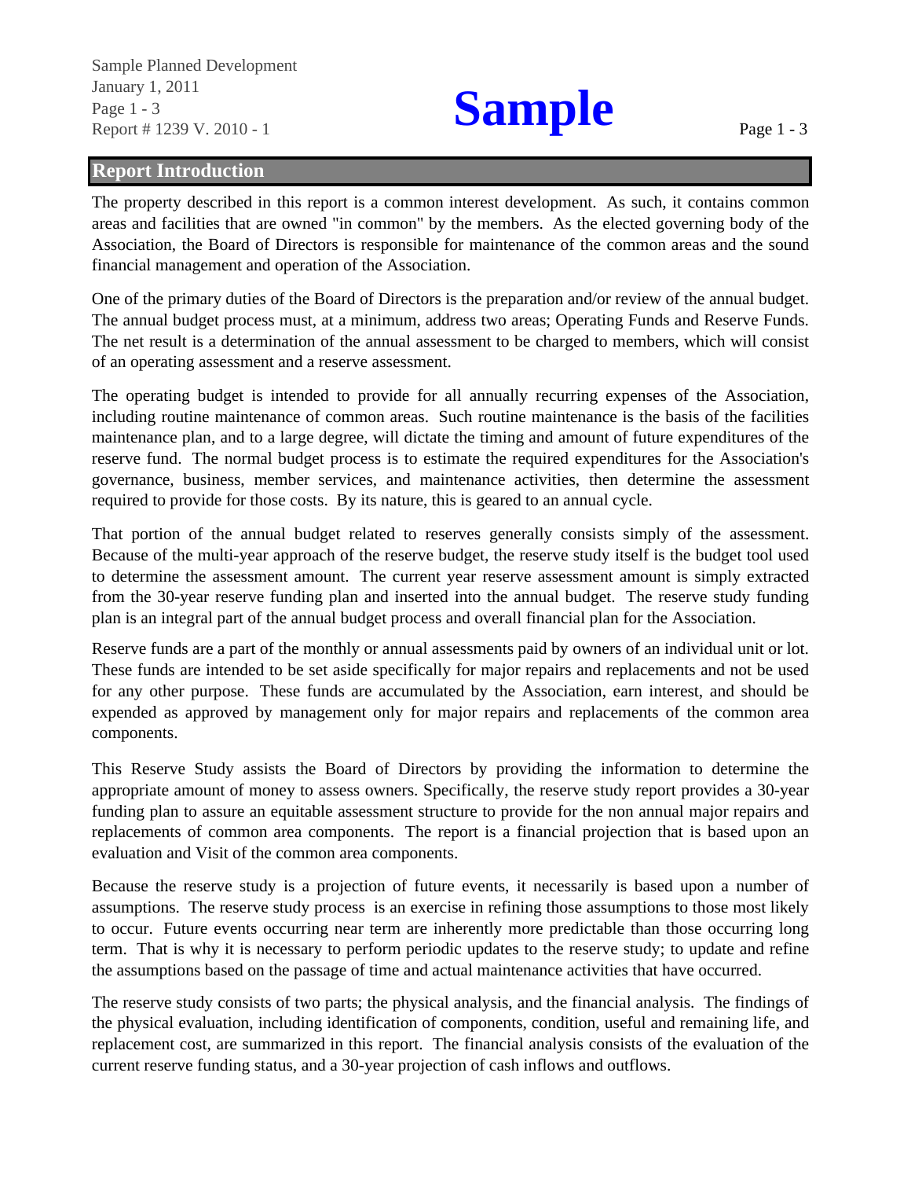## Report Introduction

The property described in this report is a common interest development. As such, it contains common areas and facilities that are owned "in common" by the members. As the elected governing body of the Association, the Board of Directors is responsible for maintenance of the common areas and the sound financial management and operation of the Association.

One of the primary duties of the Board of Directors is the preparation and/or review of the annual budget. The annual budget process must, at a minimum, address two areas; Operating Funds and Reserve Funds. The net result is a determination of the annual assessment to be charged to members, which will consist of an operating assessment and a reserve assessment.

The operating budget is intended to provide for all annually recurring expenses of the Association, including routine maintenance of common areas. Such routine maintenance is the basis of the facilities maintenance plan, and to a large degree, will dictate the timing and amount of future expenditures of the reserve fund. The normal budget process is to estimate the required expenditures for the Association's governance, business, member services, and maintenance activities, then determine the assessment required to provide for those costs. By its nature, this is geared to an annual cycle.

That portion of the annual budget related to reserves generally consists simply of the assessment. Because of the multi-year approach of the reserve budget, the reserve study itself is the budget tool used to determine the assessment amount. The current year reserve assessment amount is simply extracted from the 30-year reserve funding plan and inserted into the annual budget. The reserve study funding plan is an integral part of the annual budget process and overall financial plan for the Association.

Reserve funds are a part of the monthly or annual assessments paid by owners of an individual unit or lot. These funds are intended to be set aside specifically for major repairs and replacements and not be used for any other purpose. These funds are accumulated by the Association, earn interest, and should be expended as approved by management only for major repairs and replacements of the common area components.

This Reserve Study assists the Board of Directors by providing the information to determine the appropriate amount of money to assess owners. Specifically, the reserve study report provides a 30-year funding plan to assure an equitable assessment structure to provide for the non annual major repairs and replacements of common area components. The report is a financial projection that is based upon an evaluation and Visit of the common area components.

Because the reserve study is a projection of future events, it necessarily is based upon a number of assumptions. The reserve study process is an exercise in refining those assumptions to those most likely to occur. Future events occurring near term are inherently more predictable than those occurring long term. That is why it is necessary to perform periodic updates to the reserve study; to update and refine the assumptions based on the passage of time and actual maintenance activities that have occurred.

The reserve study consists of two parts; the physical analysis, and the financial analysis. The findings of the physical evaluation, including identification of components, condition, useful and remaining life, and replacement cost, are summarized in this report. The financial analysis consists of the evaluation of the current reserve funding status, and a 30-year projection of cash inflows and outflows.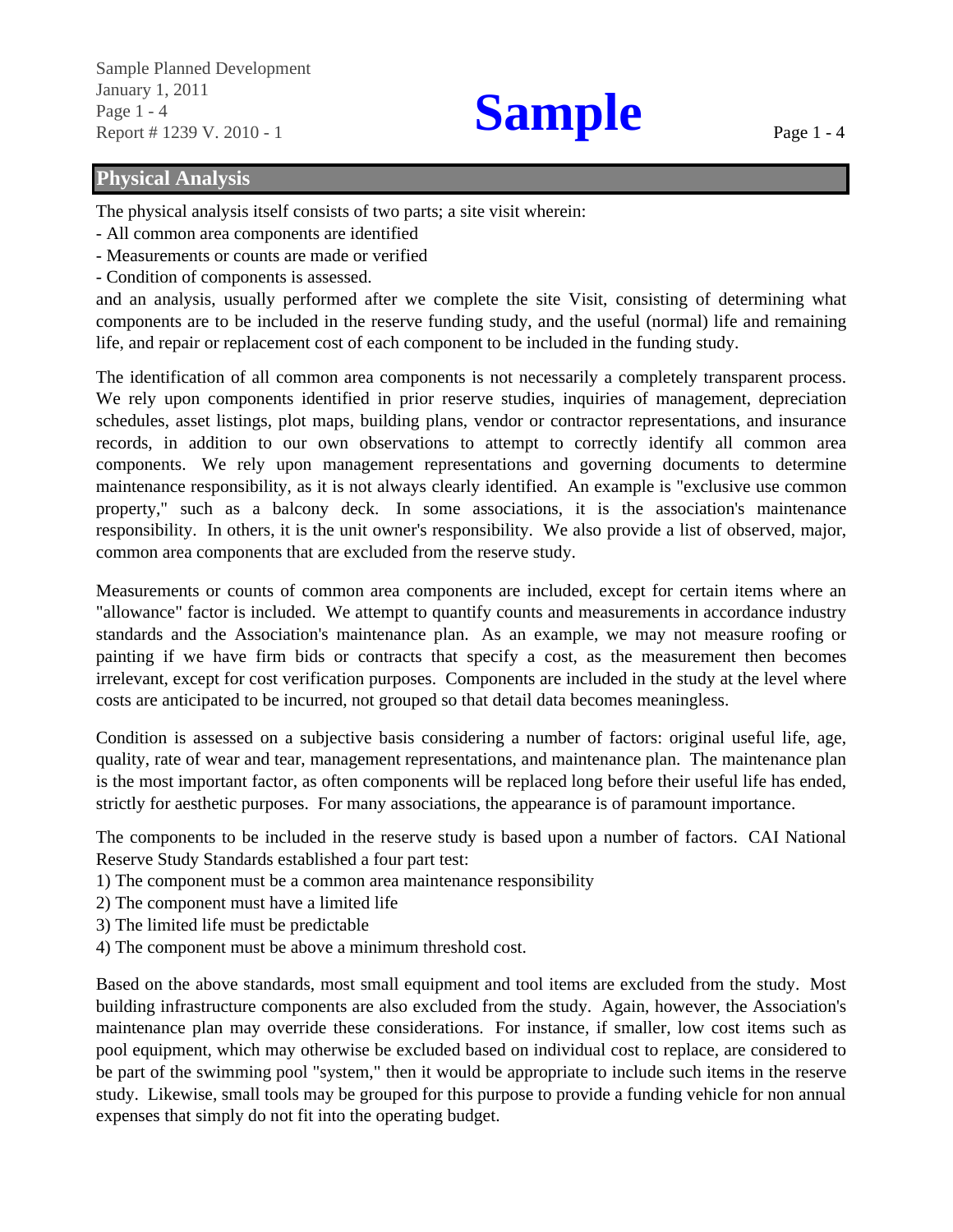## Physical Analysis

The physical analysis itself consists of two parts; a site visit wherein:

- All common area components are identified
- Measurements or counts are made or verified
- Condition of components is assessed.

and an analysis, usually performed after we complete the site Visit, consisting of determining what components are to be included in the reserve funding study, and the useful (normal) life and remaining life, and repair or replacement cost of each component to be included in the funding study.

The identification of all common area components is not necessarily a completely transparent process. We rely upon components identified in prior reserve studies, inquiries of management, depreciation schedules, asset listings, plot maps, building plans, vendor or contractor representations, and insurance records, in addition to our own observations to attempt to correctly identify all common area components. We rely upon management representations and governing documents to determine maintenance responsibility, as it is not always clearly identified. An example is "exclusive use common property," such as a balcony deck. In some associations, it is the association's maintenance responsibility. In others, it is the unit owner's responsibility. We also provide a list of observed, major, common area components that are excluded from the reserve study.

Measurements or counts of common area components are included, except for certain items where an "allowance" factor is included. We attempt to quantify counts and measurements in accordance industry standards and the Association's maintenance plan. As an example, we may not measure roofing or painting if we have firm bids or contracts that specify a cost, as the measurement then becomes irrelevant, except for cost verification purposes. Components are included in the study at the level where costs are anticipated to be incurred, not grouped so that detail data becomes meaningless.

Condition is assessed on a subjective basis considering a number of factors: original useful life, age, quality, rate of wear and tear, management representations, and maintenance plan. The maintenance plan is the most important factor, as often components will be replaced long before their useful life has ended, strictly for aesthetic purposes. For many associations, the appearance is of paramount importance.

The components to be included in the reserve study is based upon a number of factors. CAI National Reserve Study Standards established a four part test:

1) The component must be a common area maintenance responsibility
2) The component must have a limited life
3) The limited life must be predictable
4) The component must be above a minimum threshold cost.

Based on the above standards, most small equipment and tool items are excluded from the study. Most building infrastructure components are also excluded from the study. Again, however, the Association's maintenance plan may override these considerations. For instance, if smaller, low cost items such as pool equipment, which may otherwise be excluded based on individual cost to replace, are considered to be part of the swimming pool "system," then it would be appropriate to include such items in the reserve study. Likewise, small tools may be grouped for this purpose to provide a funding vehicle for non annual expenses that simply do not fit into the operating budget.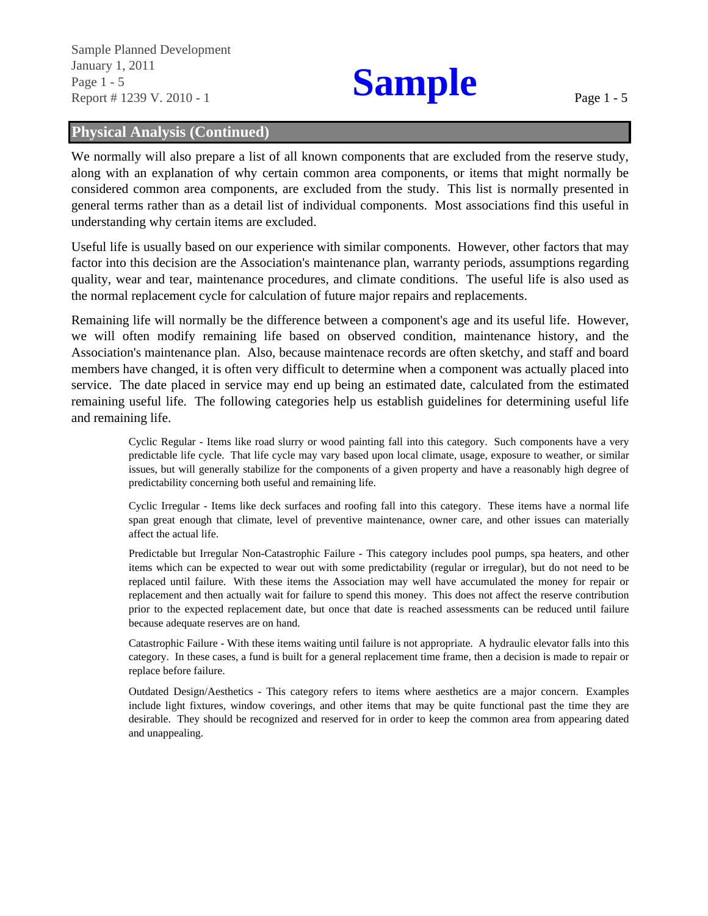## Physical Analysis (Continued)

We normally will also prepare a list of all known components that are excluded from the reserve study, along with an explanation of why certain common area components, or items that might normally be considered common area components, are excluded from the study. This list is normally presented in general terms rather than as a detail list of individual components. Most associations find this useful in understanding why certain items are excluded.

Useful life is usually based on our experience with similar components. However, other factors that may factor into this decision are the Association's maintenance plan, warranty periods, assumptions regarding quality, wear and tear, maintenance procedures, and climate conditions. The useful life is also used as the normal replacement cycle for calculation of future major repairs and replacements.

Remaining life will normally be the difference between a component's age and its useful life. However, we will often modify remaining life based on observed condition, maintenance history, and the Association's maintenance plan. Also, because maintenace records are often sketchy, and staff and board members have changed, it is often very difficult to determine when a component was actually placed into service. The date placed in service may end up being an estimated date, calculated from the estimated remaining useful life. The following categories help us establish guidelines for determining useful life and remaining life.

> Cyclic Regular - Items like road slurry or wood painting fall into this category. Such components have a very predictable life cycle. That life cycle may vary based upon local climate, usage, exposure to weather, or similar issues, but will generally stabilize for the components of a given property and have a reasonably high degree of predictability concerning both useful and remaining life.
>
> Cyclic Irregular - Items like deck surfaces and roofing fall into this category. These items have a normal life span great enough that climate, level of preventive maintenance, owner care, and other issues can materially affect the actual life.
>
> Predictable but Irregular Non-Catastrophic Failure - This category includes pool pumps, spa heaters, and other items which can be expected to wear out with some predictability (regular or irregular), but do not need to be replaced until failure. With these items the Association may well have accumulated the money for repair or replacement and then actually wait for failure to spend this money. This does not affect the reserve contribution prior to the expected replacement date, but once that date is reached assessments can be reduced until failure because adequate reserves are on hand.
>
> Catastrophic Failure - With these items waiting until failure is not appropriate. A hydraulic elevator falls into this category. In these cases, a fund is built for a general replacement time frame, then a decision is made to repair or replace before failure.
>
> Outdated Design/Aesthetics - This category refers to items where aesthetics are a major concern. Examples include light fixtures, window coverings, and other items that may be quite functional past the time they are desirable. They should be recognized and reserved for in order to keep the common area from appearing dated and unappealing.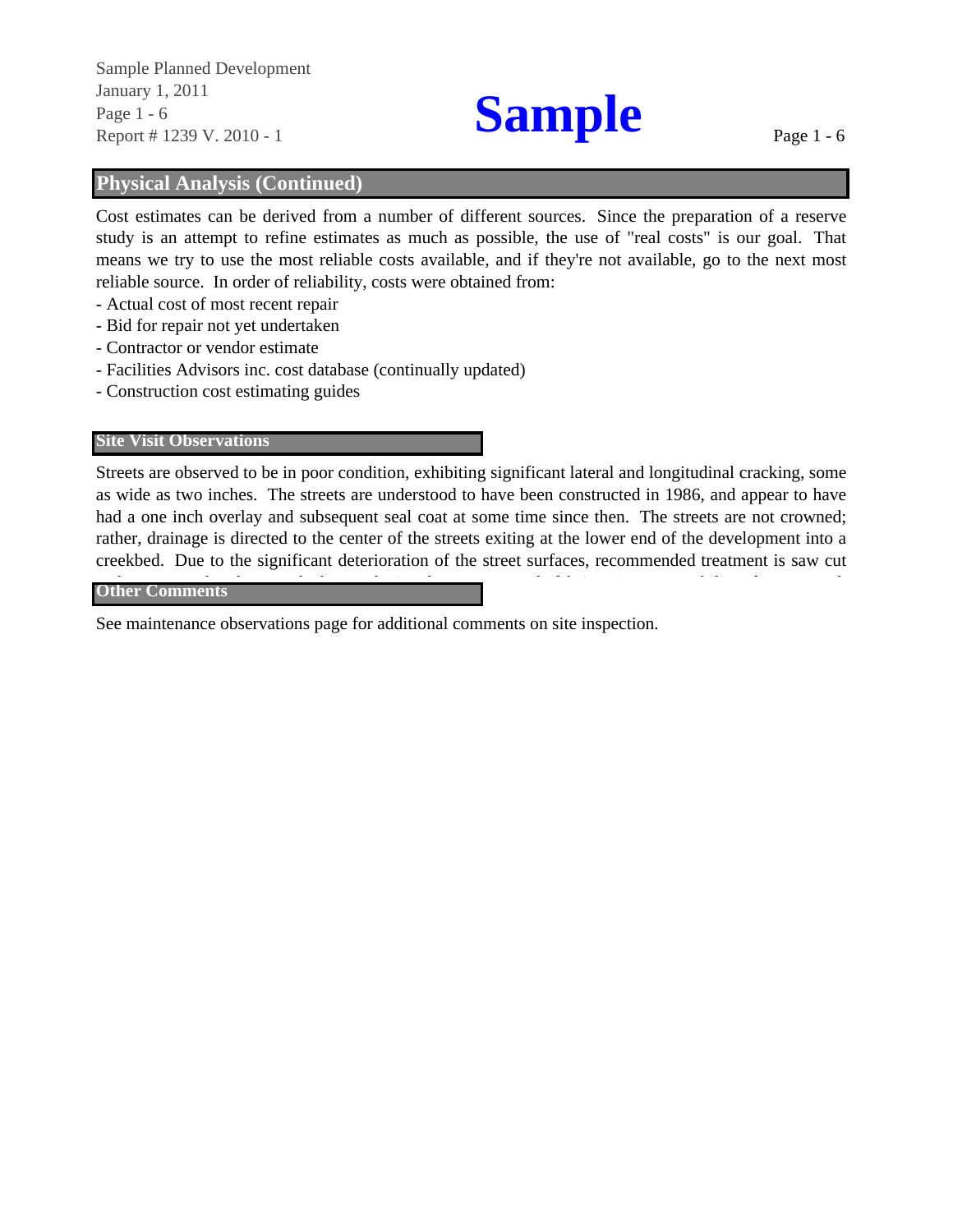## Physical Analysis (Continued)

Cost estimates can be derived from a number of different sources. Since the preparation of a reserve study is an attempt to refine estimates as much as possible, the use of "real costs" is our goal. That means we try to use the most reliable costs available, and if they're not available, go to the next most reliable source. In order of reliability, costs were obtained from:

- Actual cost of most recent repair
- Bid for repair not yet undertaken
- Contractor or vendor estimate
- Facilities Advisors inc. cost database (continually updated)
- Construction cost estimating guides

### Site Visit Observations

Streets are observed to be in poor condition, exhibiting significant lateral and longitudinal cracking, some as wide as two inches. The streets are understood to have been constructed in 1986, and appear to have had a one inch overlay and subsequent seal coat at some time since then. The streets are not crowned; rather, drainage is directed to the center of the streets exiting at the lower end of the development into a creekbed. Due to the significant deterioration of the street surfaces, recommended treatment is saw cut

### Other Comments

See maintenance observations page for additional comments on site inspection.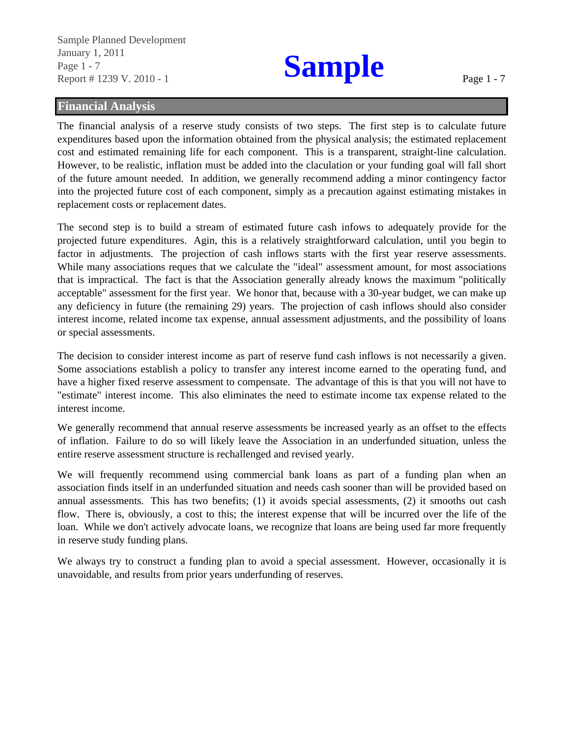## Financial Analysis

The financial analysis of a reserve study consists of two steps. The first step is to calculate future expenditures based upon the information obtained from the physical analysis; the estimated replacement cost and estimated remaining life for each component. This is a transparent, straight-line calculation. However, to be realistic, inflation must be added into the claculation or your funding goal will fall short of the future amount needed. In addition, we generally recommend adding a minor contingency factor into the projected future cost of each component, simply as a precaution against estimating mistakes in replacement costs or replacement dates.

The second step is to build a stream of estimated future cash infows to adequately provide for the projected future expenditures. Agin, this is a relatively straightforward calculation, until you begin to factor in adjustments. The projection of cash inflows starts with the first year reserve assessments. While many associations reques that we calculate the "ideal" assessment amount, for most associations that is impractical. The fact is that the Association generally already knows the maximum "politically acceptable" assessment for the first year. We honor that, because with a 30-year budget, we can make up any deficiency in future (the remaining 29) years. The projection of cash inflows should also consider interest income, related income tax expense, annual assessment adjustments, and the possibility of loans or special assessments.

The decision to consider interest income as part of reserve fund cash inflows is not necessarily a given. Some associations establish a policy to transfer any interest income earned to the operating fund, and have a higher fixed reserve assessment to compensate. The advantage of this is that you will not have to "estimate" interest income. This also eliminates the need to estimate income tax expense related to the interest income.

We generally recommend that annual reserve assessments be increased yearly as an offset to the effects of inflation. Failure to do so will likely leave the Association in an underfunded situation, unless the entire reserve assessment structure is rechallenged and revised yearly.

We will frequently recommend using commercial bank loans as part of a funding plan when an association finds itself in an underfunded situation and needs cash sooner than will be provided based on annual assessments. This has two benefits; (1) it avoids special assessments, (2) it smooths out cash flow. There is, obviously, a cost to this; the interest expense that will be incurred over the life of the loan. While we don't actively advocate loans, we recognize that loans are being used far more frequently in reserve study funding plans.

We always try to construct a funding plan to avoid a special assessment. However, occasionally it is unavoidable, and results from prior years underfunding of reserves.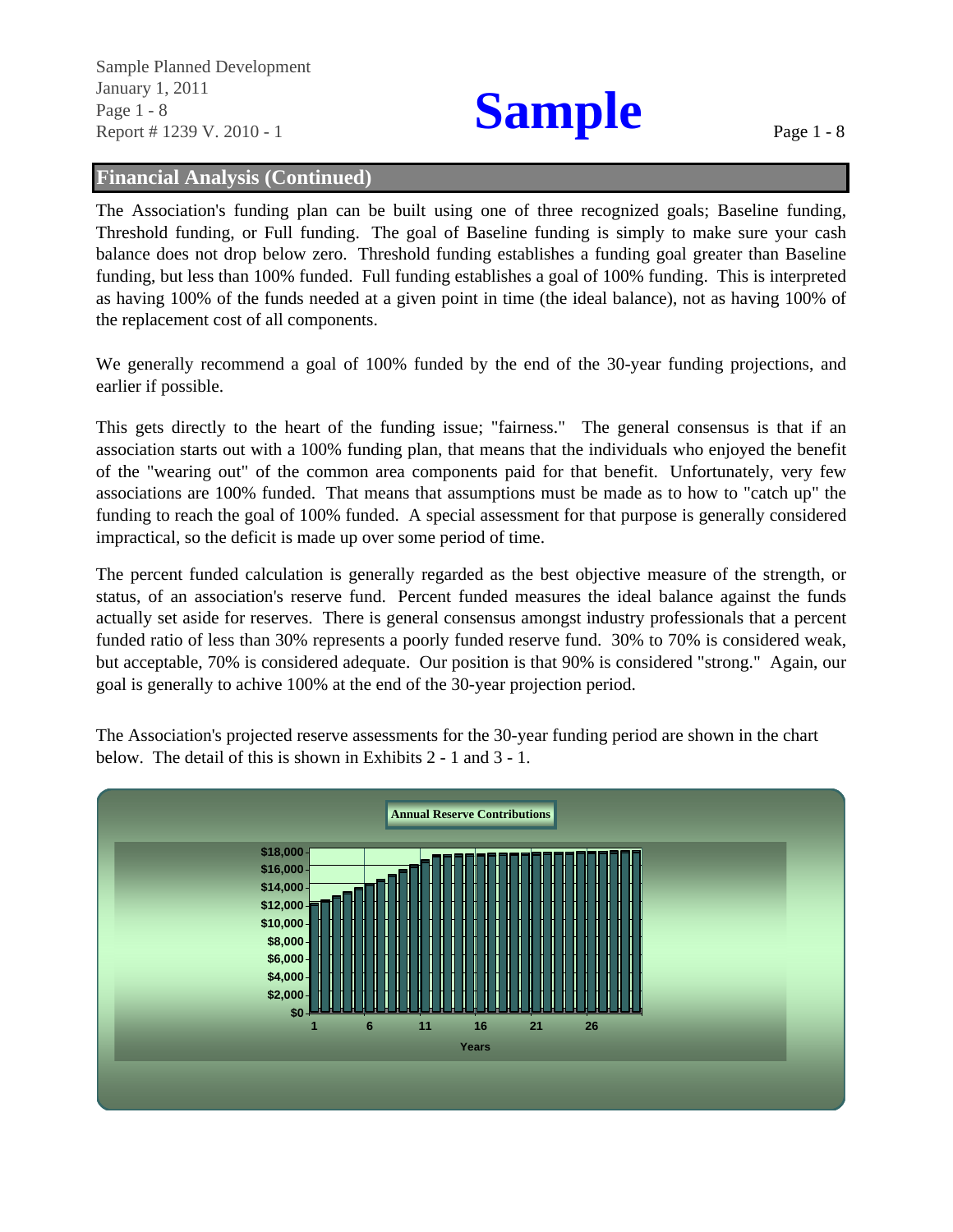## Financial Analysis (Continued)

The Association's funding plan can be built using one of three recognized goals; Baseline funding, Threshold funding, or Full funding. The goal of Baseline funding is simply to make sure your cash balance does not drop below zero. Threshold funding establishes a funding goal greater than Baseline funding, but less than 100% funded. Full funding establishes a goal of 100% funding. This is interpreted as having 100% of the funds needed at a given point in time (the ideal balance), not as having 100% of the replacement cost of all components.

We generally recommend a goal of 100% funded by the end of the 30-year funding projections, and earlier if possible.

This gets directly to the heart of the funding issue; "fairness." The general consensus is that if an association starts out with a 100% funding plan, that means that the individuals who enjoyed the benefit of the "wearing out" of the common area components paid for that benefit. Unfortunately, very few associations are 100% funded. That means that assumptions must be made as to how to "catch up" the funding to reach the goal of 100% funded. A special assessment for that purpose is generally considered impractical, so the deficit is made up over some period of time.

The percent funded calculation is generally regarded as the best objective measure of the strength, or status, of an association's reserve fund. Percent funded measures the ideal balance against the funds actually set aside for reserves. There is general consensus amongst industry professionals that a percent funded ratio of less than 30% represents a poorly funded reserve fund. 30% to 70% is considered weak, but acceptable, 70% is considered adequate. Our position is that 90% is considered "strong." Again, our goal is generally to achive 100% at the end of the 30-year projection period.

The Association's projected reserve assessments for the 30-year funding period are shown in the chart below. The detail of this is shown in Exhibits 2 - 1 and 3 - 1.

**Annual Reserve Contributions**

(Chart: y-axis $0 to $18,000; x-axis Years 1, 6, 11, 16, 21, 26)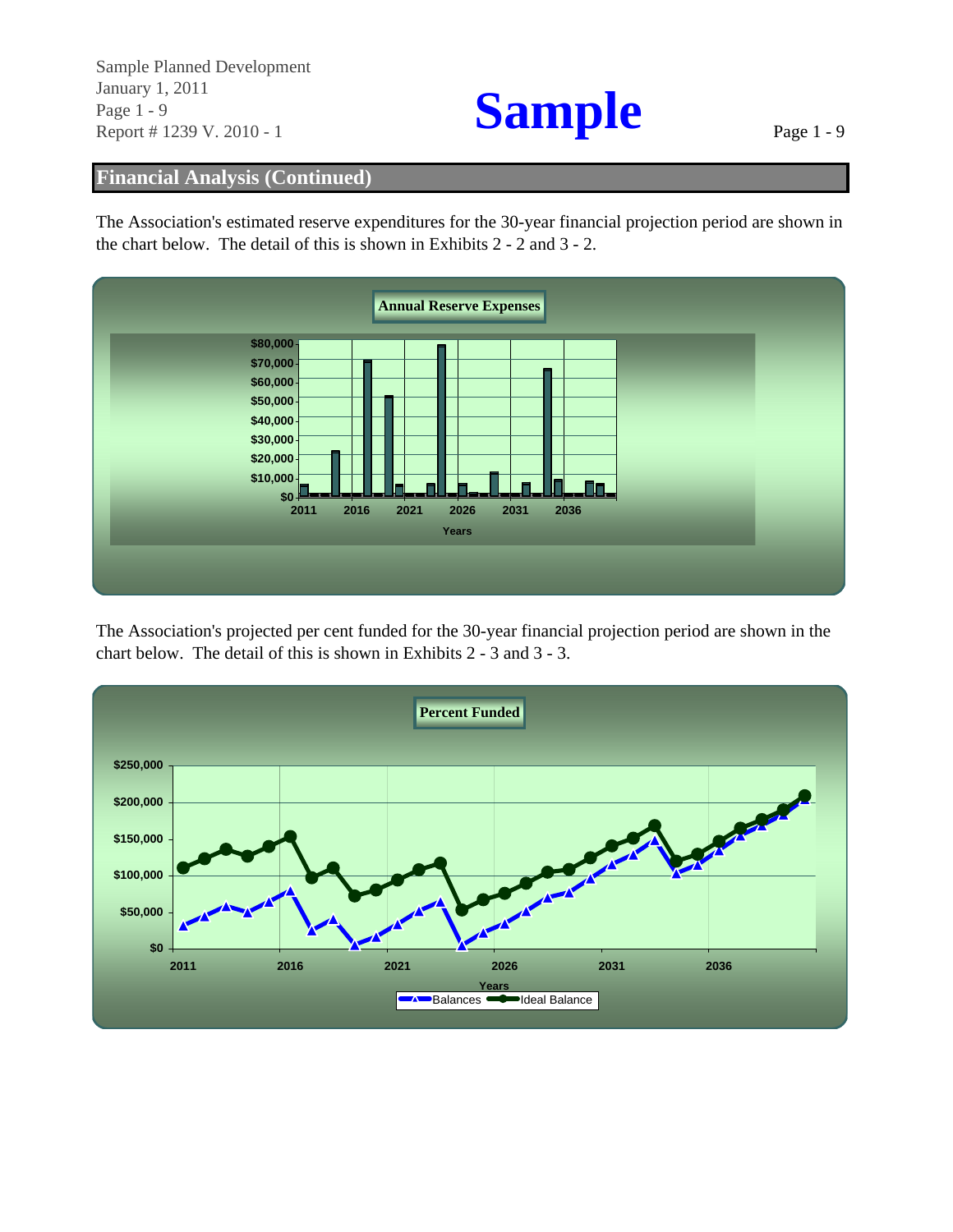## Financial Analysis (Continued)

The Association's estimated reserve expenditures for the 30-year financial projection period are shown in the chart below. The detail of this is shown in Exhibits 2 - 2 and 3 - 2.

**Annual Reserve Expenses**

$80,000
$70,000
$60,000
$50,000
$40,000
$30,000
$20,000
$10,000
$0

2011 2016 2021 2026 2031 2036

Years

The Association's projected per cent funded for the 30-year financial projection period are shown in the chart below. The detail of this is shown in Exhibits 2 - 3 and 3 - 3.

**Percent Funded**

$250,000
$200,000
$150,000
$100,000
$50,000
$0

2011 2016 2021 2026 2031 2036

Years

Balances — Ideal Balance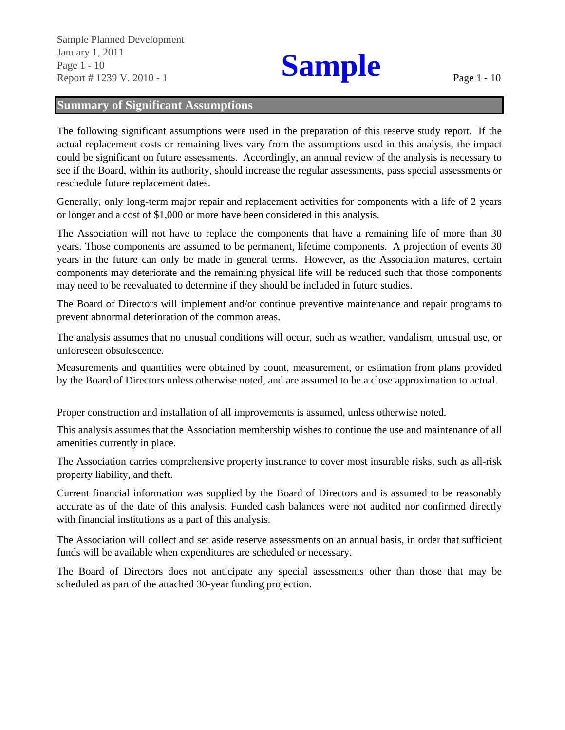## Summary of Significant Assumptions

The following significant assumptions were used in the preparation of this reserve study report. If the actual replacement costs or remaining lives vary from the assumptions used in this analysis, the impact could be significant on future assessments. Accordingly, an annual review of the analysis is necessary to see if the Board, within its authority, should increase the regular assessments, pass special assessments or reschedule future replacement dates.

Generally, only long-term major repair and replacement activities for components with a life of 2 years or longer and a cost of $1,000 or more have been considered in this analysis.

The Association will not have to replace the components that have a remaining life of more than 30 years. Those components are assumed to be permanent, lifetime components. A projection of events 30 years in the future can only be made in general terms. However, as the Association matures, certain components may deteriorate and the remaining physical life will be reduced such that those components may need to be reevaluated to determine if they should be included in future studies.

The Board of Directors will implement and/or continue preventive maintenance and repair programs to prevent abnormal deterioration of the common areas.

The analysis assumes that no unusual conditions will occur, such as weather, vandalism, unusual use, or unforeseen obsolescence.

Measurements and quantities were obtained by count, measurement, or estimation from plans provided by the Board of Directors unless otherwise noted, and are assumed to be a close approximation to actual.

Proper construction and installation of all improvements is assumed, unless otherwise noted.

This analysis assumes that the Association membership wishes to continue the use and maintenance of all amenities currently in place.

The Association carries comprehensive property insurance to cover most insurable risks, such as all-risk property liability, and theft.

Current financial information was supplied by the Board of Directors and is assumed to be reasonably accurate as of the date of this analysis. Funded cash balances were not audited nor confirmed directly with financial institutions as a part of this analysis.

The Association will collect and set aside reserve assessments on an annual basis, in order that sufficient funds will be available when expenditures are scheduled or necessary.

The Board of Directors does not anticipate any special assessments other than those that may be scheduled as part of the attached 30-year funding projection.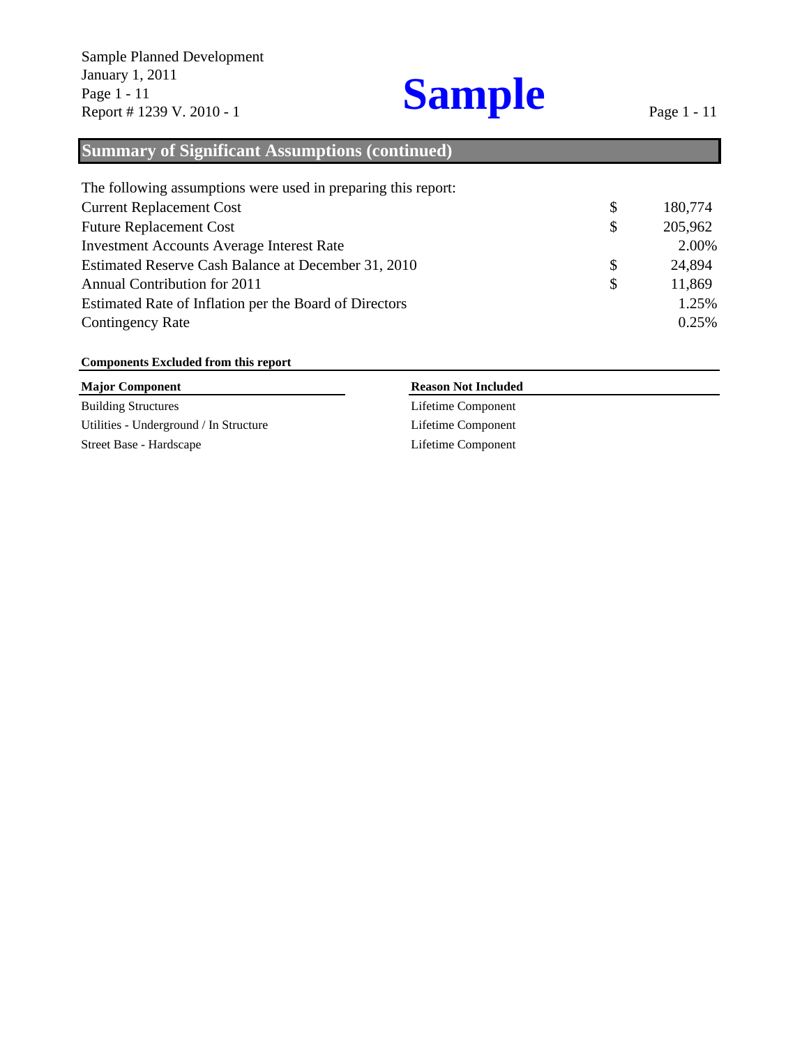## Summary of Significant Assumptions (continued)

The following assumptions were used in preparing this report:

| | | |
|---|---|---|
| Current Replacement Cost | $ | 180,774 |
| Future Replacement Cost | $ | 205,962 |
| Investment Accounts Average Interest Rate | | 2.00% |
| Estimated Reserve Cash Balance at December 31, 2010 | $ | 24,894 |
| Annual Contribution for 2011 | $ | 11,869 |
| Estimated Rate of Inflation per the Board of Directors | | 1.25% |
| Contingency Rate | | 0.25% |

**Components Excluded from this report**

| Major Component | Reason Not Included |
|---|---|
| Building Structures | Lifetime Component |
| Utilities - Underground / In Structure | Lifetime Component |
| Street Base - Hardscape | Lifetime Component |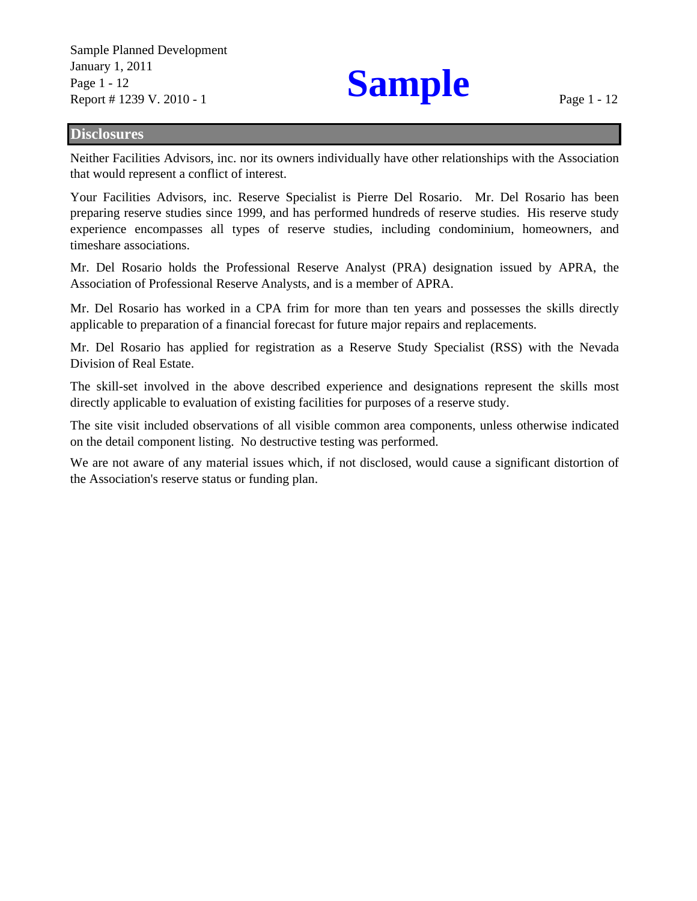## Disclosures

Neither Facilities Advisors, inc. nor its owners individually have other relationships with the Association that would represent a conflict of interest.

Your Facilities Advisors, inc. Reserve Specialist is Pierre Del Rosario. Mr. Del Rosario has been preparing reserve studies since 1999, and has performed hundreds of reserve studies. His reserve study experience encompasses all types of reserve studies, including condominium, homeowners, and timeshare associations.

Mr. Del Rosario holds the Professional Reserve Analyst (PRA) designation issued by APRA, the Association of Professional Reserve Analysts, and is a member of APRA.

Mr. Del Rosario has worked in a CPA frim for more than ten years and possesses the skills directly applicable to preparation of a financial forecast for future major repairs and replacements.

Mr. Del Rosario has applied for registration as a Reserve Study Specialist (RSS) with the Nevada Division of Real Estate.

The skill-set involved in the above described experience and designations represent the skills most directly applicable to evaluation of existing facilities for purposes of a reserve study.

The site visit included observations of all visible common area components, unless otherwise indicated on the detail component listing. No destructive testing was performed.

We are not aware of any material issues which, if not disclosed, would cause a significant distortion of the Association's reserve status or funding plan.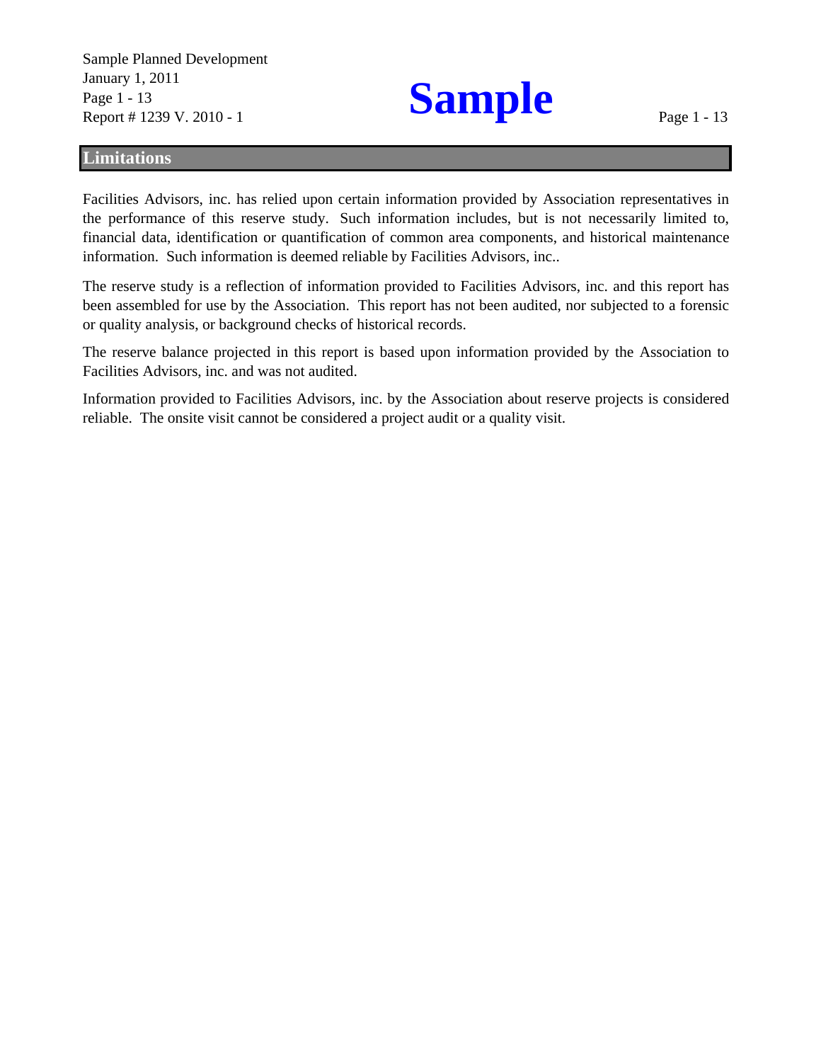## Limitations

Facilities Advisors, inc. has relied upon certain information provided by Association representatives in the performance of this reserve study. Such information includes, but is not necessarily limited to, financial data, identification or quantification of common area components, and historical maintenance information. Such information is deemed reliable by Facilities Advisors, inc..

The reserve study is a reflection of information provided to Facilities Advisors, inc. and this report has been assembled for use by the Association. This report has not been audited, nor subjected to a forensic or quality analysis, or background checks of historical records.

The reserve balance projected in this report is based upon information provided by the Association to Facilities Advisors, inc. and was not audited.

Information provided to Facilities Advisors, inc. by the Association about reserve projects is considered reliable. The onsite visit cannot be considered a project audit or a quality visit.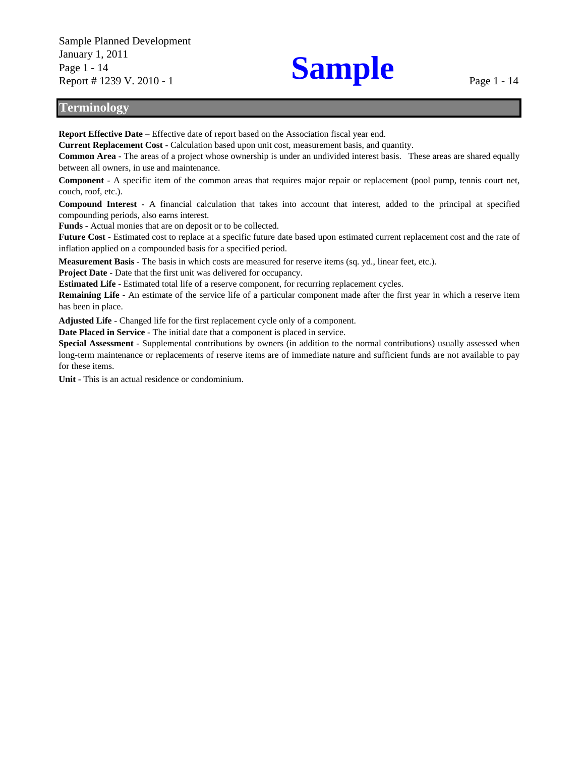## Terminology

**Report Effective Date** – Effective date of report based on the Association fiscal year end.

**Current Replacement Cost** - Calculation based upon unit cost, measurement basis, and quantity.

**Common Area** - The areas of a project whose ownership is under an undivided interest basis. These areas are shared equally between all owners, in use and maintenance.

**Component** - A specific item of the common areas that requires major repair or replacement (pool pump, tennis court net, couch, roof, etc.).

**Compound Interest** - A financial calculation that takes into account that interest, added to the principal at specified compounding periods, also earns interest.

**Funds** - Actual monies that are on deposit or to be collected.

**Future Cost** - Estimated cost to replace at a specific future date based upon estimated current replacement cost and the rate of inflation applied on a compounded basis for a specified period.

**Measurement Basis** - The basis in which costs are measured for reserve items (sq. yd., linear feet, etc.).

**Project Date** - Date that the first unit was delivered for occupancy.

**Estimated Life** - Estimated total life of a reserve component, for recurring replacement cycles.

**Remaining Life** - An estimate of the service life of a particular component made after the first year in which a reserve item has been in place.

**Adjusted Life** - Changed life for the first replacement cycle only of a component.

**Date Placed in Service** - The initial date that a component is placed in service.

**Special Assessment** - Supplemental contributions by owners (in addition to the normal contributions) usually assessed when long-term maintenance or replacements of reserve items are of immediate nature and sufficient funds are not available to pay for these items.

**Unit** - This is an actual residence or condominium.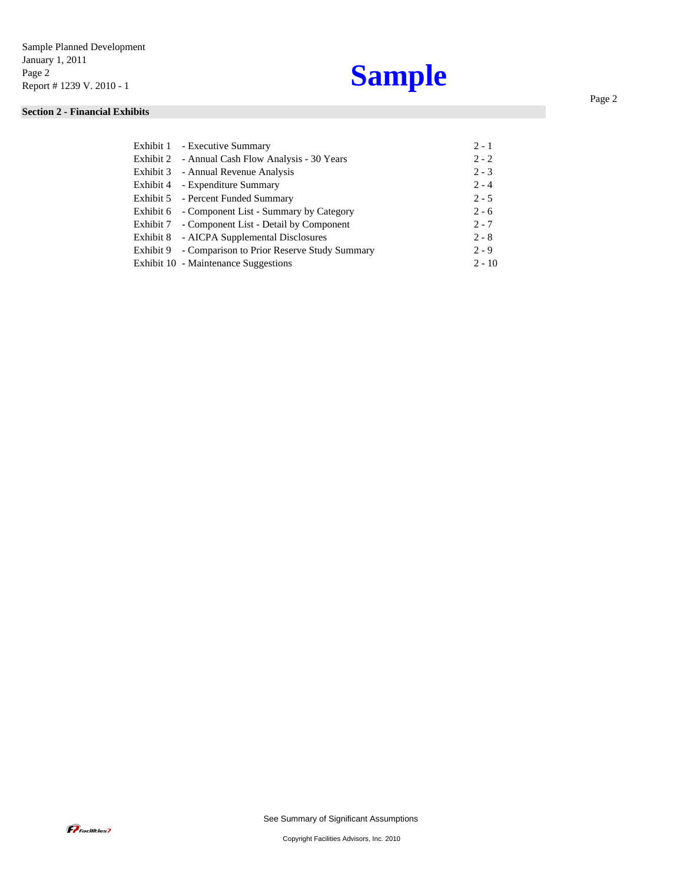## Section 2 - Financial Exhibits

| | | |
|---|---|---|
| Exhibit 1 | - Executive Summary | 2 - 1 |
| Exhibit 2 | - Annual Cash Flow Analysis - 30 Years | 2 - 2 |
| Exhibit 3 | - Annual Revenue Analysis | 2 - 3 |
| Exhibit 4 | - Expenditure Summary | 2 - 4 |
| Exhibit 5 | - Percent Funded Summary | 2 - 5 |
| Exhibit 6 | - Component List - Summary by Category | 2 - 6 |
| Exhibit 7 | - Component List - Detail by Component | 2 - 7 |
| Exhibit 8 | - AICPA Supplemental Disclosures | 2 - 8 |
| Exhibit 9 | - Comparison to Prior Reserve Study Summary | 2 - 9 |
| Exhibit 10 | - Maintenance Suggestions | 2 - 10 |

See Summary of Significant Assumptions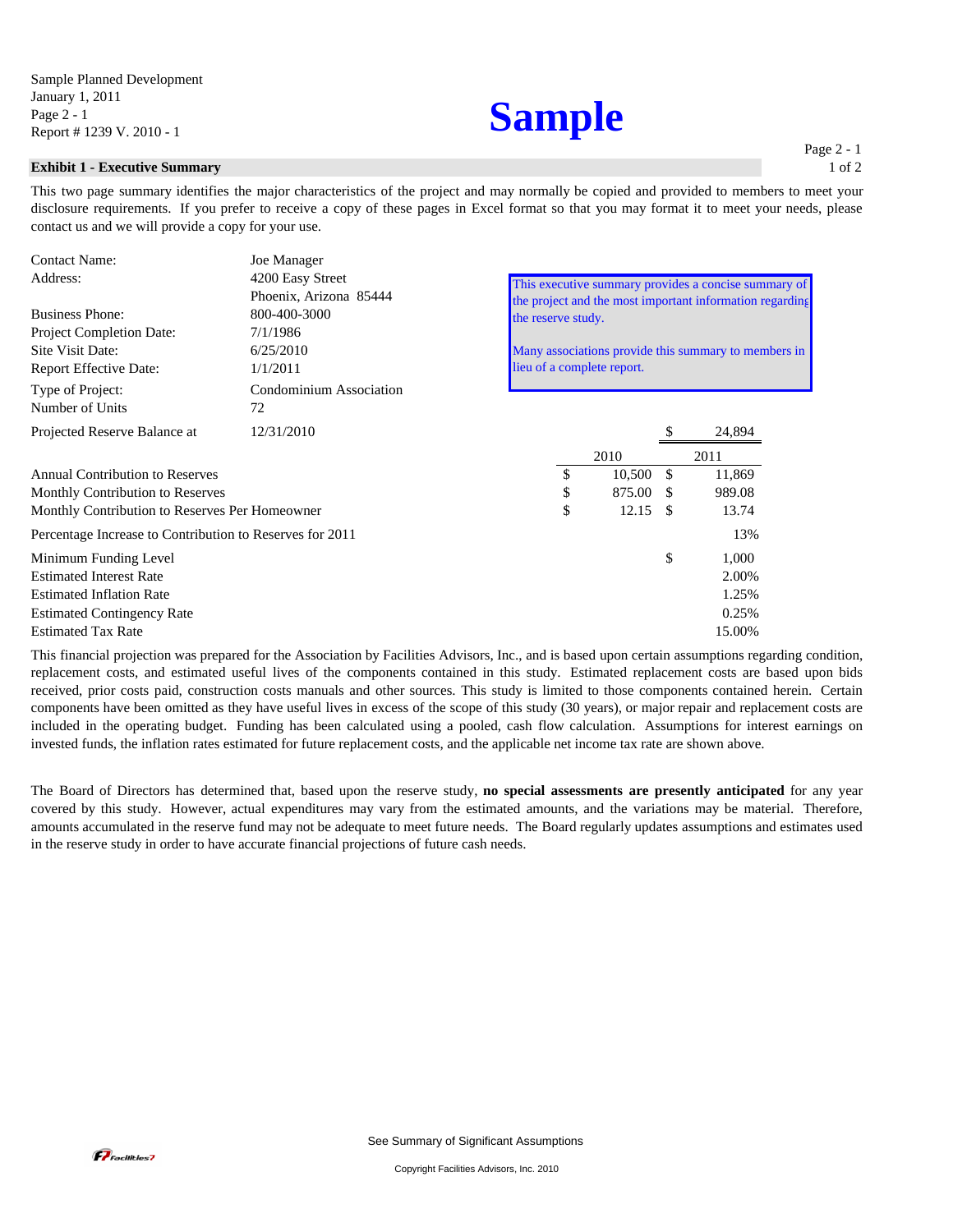**Sample**

## Exhibit 1 - Executive Summary

This two page summary identifies the major characteristics of the project and may normally be copied and provided to members to meet your disclosure requirements. If you prefer to receive a copy of these pages in Excel format so that you may format it to meet your needs, please contact us and we will provide a copy for your use.

| | |
|---|---|
| Contact Name: | Joe Manager |
| Address: | 4200 Easy Street<br>Phoenix, Arizona 85444 |
| Business Phone: | 800-400-3000 |
| Project Completion Date: | 7/1/1986 |
| Site Visit Date: | 6/25/2010 |
| Report Effective Date: | 1/1/2011 |
| Type of Project: | Condominium Association |
| Number of Units | 72 |

This executive summary provides a concise summary of the project and the most important information regarding the reserve study.

Many associations provide this summary to members in lieu of a complete report.

| | | 2010 | 2011 |
|---|---|---|---|
| Projected Reserve Balance at | 12/31/2010 | | $ 24,894 |
| Annual Contribution to Reserves | | $ 10,500 | $ 11,869 |
| Monthly Contribution to Reserves | | $ 875.00 | $ 989.08 |
| Monthly Contribution to Reserves Per Homeowner | | $ 12.15 | $ 13.74 |
| Percentage Increase to Contribution to Reserves for 2011 | | | 13% |
| Minimum Funding Level | | | $ 1,000 |
| Estimated Interest Rate | | | 2.00% |
| Estimated Inflation Rate | | | 1.25% |
| Estimated Contingency Rate | | | 0.25% |
| Estimated Tax Rate | | | 15.00% |

This financial projection was prepared for the Association by Facilities Advisors, Inc., and is based upon certain assumptions regarding condition, replacement costs, and estimated useful lives of the components contained in this study. Estimated replacement costs are based upon bids received, prior costs paid, construction costs manuals and other sources. This study is limited to those components contained herein. Certain components have been omitted as they have useful lives in excess of the scope of this study (30 years), or major repair and replacement costs are included in the operating budget. Funding has been calculated using a pooled, cash flow calculation. Assumptions for interest earnings on invested funds, the inflation rates estimated for future replacement costs, and the applicable net income tax rate are shown above.

The Board of Directors has determined that, based upon the reserve study, **no special assessments are presently anticipated** for any year covered by this study. However, actual expenditures may vary from the estimated amounts, and the variations may be material. Therefore, amounts accumulated in the reserve fund may not be adequate to meet future needs. The Board regularly updates assumptions and estimates used in the reserve study in order to have accurate financial projections of future cash needs.

See Summary of Significant Assumptions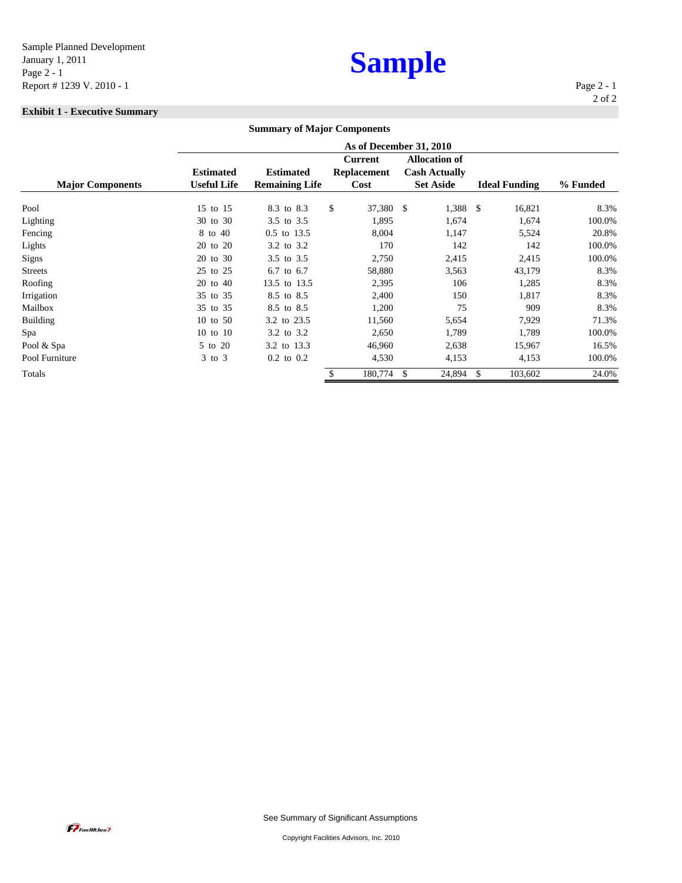**Sample**

## Exhibit 1 - Executive Summary

### Summary of Major Components

As of December 31, 2010

| Major Components | Estimated Useful Life | Estimated Remaining Life | Current Replacement Cost | Allocation of Cash Actually Set Aside | Ideal Funding | % Funded |
|---|---|---|---|---|---|---|
| Pool | 15 to 15 | 8.3 to 8.3 | $ 37,380 | $ 1,388 | $ 16,821 | 8.3% |
| Lighting | 30 to 30 | 3.5 to 3.5 | 1,895 | 1,674 | 1,674 | 100.0% |
| Fencing | 8 to 40 | 0.5 to 13.5 | 8,004 | 1,147 | 5,524 | 20.8% |
| Lights | 20 to 20 | 3.2 to 3.2 | 170 | 142 | 142 | 100.0% |
| Signs | 20 to 30 | 3.5 to 3.5 | 2,750 | 2,415 | 2,415 | 100.0% |
| Streets | 25 to 25 | 6.7 to 6.7 | 58,880 | 3,563 | 43,179 | 8.3% |
| Roofing | 20 to 40 | 13.5 to 13.5 | 2,395 | 106 | 1,285 | 8.3% |
| Irrigation | 35 to 35 | 8.5 to 8.5 | 2,400 | 150 | 1,817 | 8.3% |
| Mailbox | 35 to 35 | 8.5 to 8.5 | 1,200 | 75 | 909 | 8.3% |
| Building | 10 to 50 | 3.2 to 23.5 | 11,560 | 5,654 | 7,929 | 71.3% |
| Spa | 10 to 10 | 3.2 to 3.2 | 2,650 | 1,789 | 1,789 | 100.0% |
| Pool & Spa | 5 to 20 | 3.2 to 13.3 | 46,960 | 2,638 | 15,967 | 16.5% |
| Pool Furniture | 3 to 3 | 0.2 to 0.2 | 4,530 | 4,153 | 4,153 | 100.0% |
| Totals | | | $ 180,774 | $ 24,894 | $ 103,602 | 24.0% |

See Summary of Significant Assumptions

Copyright Facilities Advisors, Inc. 2010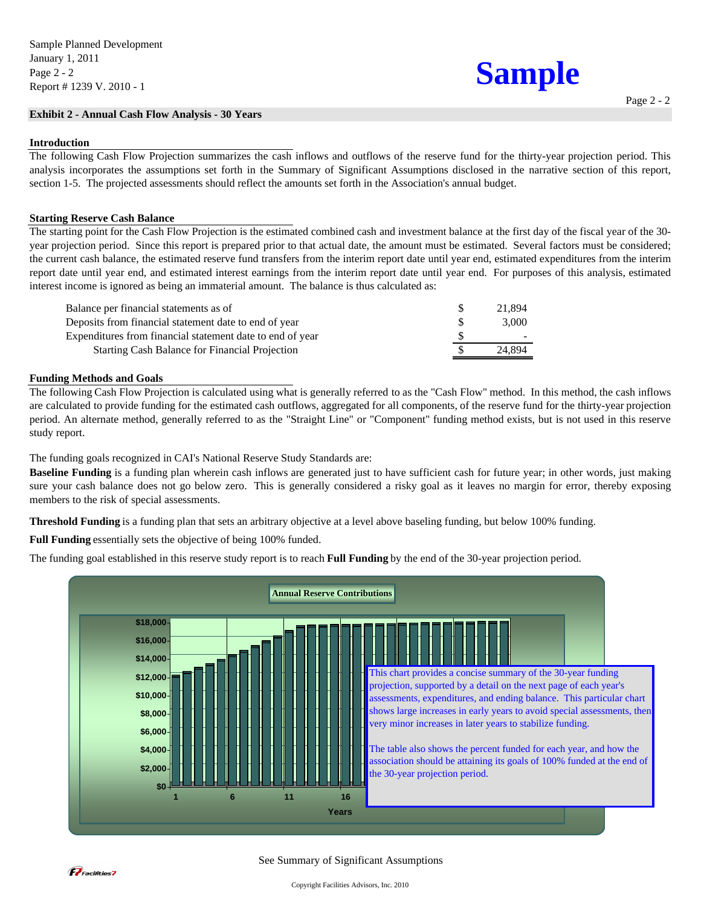## Exhibit 2 - Annual Cash Flow Analysis - 30 Years

### Introduction

The following Cash Flow Projection summarizes the cash inflows and outflows of the reserve fund for the thirty-year projection period. This analysis incorporates the assumptions set forth in the Summary of Significant Assumptions disclosed in the narrative section of this report, section 1-5. The projected assessments should reflect the amounts set forth in the Association's annual budget.

### Starting Reserve Cash Balance

The starting point for the Cash Flow Projection is the estimated combined cash and investment balance at the first day of the fiscal year of the 30-year projection period. Since this report is prepared prior to that actual date, the amount must be estimated. Several factors must be considered; the current cash balance, the estimated reserve fund transfers from the interim report date until year end, estimated expenditures from the interim report date until year end, and estimated interest earnings from the interim report date until year end. For purposes of this analysis, estimated interest income is ignored as being an immaterial amount. The balance is thus calculated as:

| | | |
|---|---|---|
| Balance per financial statements as of | $ | 21,894 |
| Deposits from financial statement date to end of year | $ | 3,000 |
| Expenditures from financial statement date to end of year | $ | - |
| Starting Cash Balance for Financial Projection | $ | 24,894 |

### Funding Methods and Goals

The following Cash Flow Projection is calculated using what is generally referred to as the "Cash Flow" method. In this method, the cash inflows are calculated to provide funding for the estimated cash outflows, aggregated for all components, of the reserve fund for the thirty-year projection period. An alternate method, generally referred to as the "Straight Line" or "Component" funding method exists, but is not used in this reserve study report.

The funding goals recognized in CAI's National Reserve Study Standards are:

**Baseline Funding** is a funding plan wherein cash inflows are generated just to have sufficient cash for future year; in other words, just making sure your cash balance does not go below zero. This is generally considered a risky goal as it leaves no margin for error, thereby exposing members to the risk of special assessments.

**Threshold Funding** is a funding plan that sets an arbitrary objective at a level above baseling funding, but below 100% funding.

**Full Funding** essentially sets the objective of being 100% funded.

The funding goal established in this reserve study report is to reach **Full Funding** by the end of the 30-year projection period.

**Annual Reserve Contributions**

This chart provides a concise summary of the 30-year funding projection, supported by a detail on the next page of each year's assessments, expenditures, and ending balance. This particular chart shows large increases in early years to avoid special assessments, then very minor increases in later years to stabilize funding.

The table also shows the percent funded for each year, and how the association should be attaining its goals of 100% funded at the end of the 30-year projection period.

See Summary of Significant Assumptions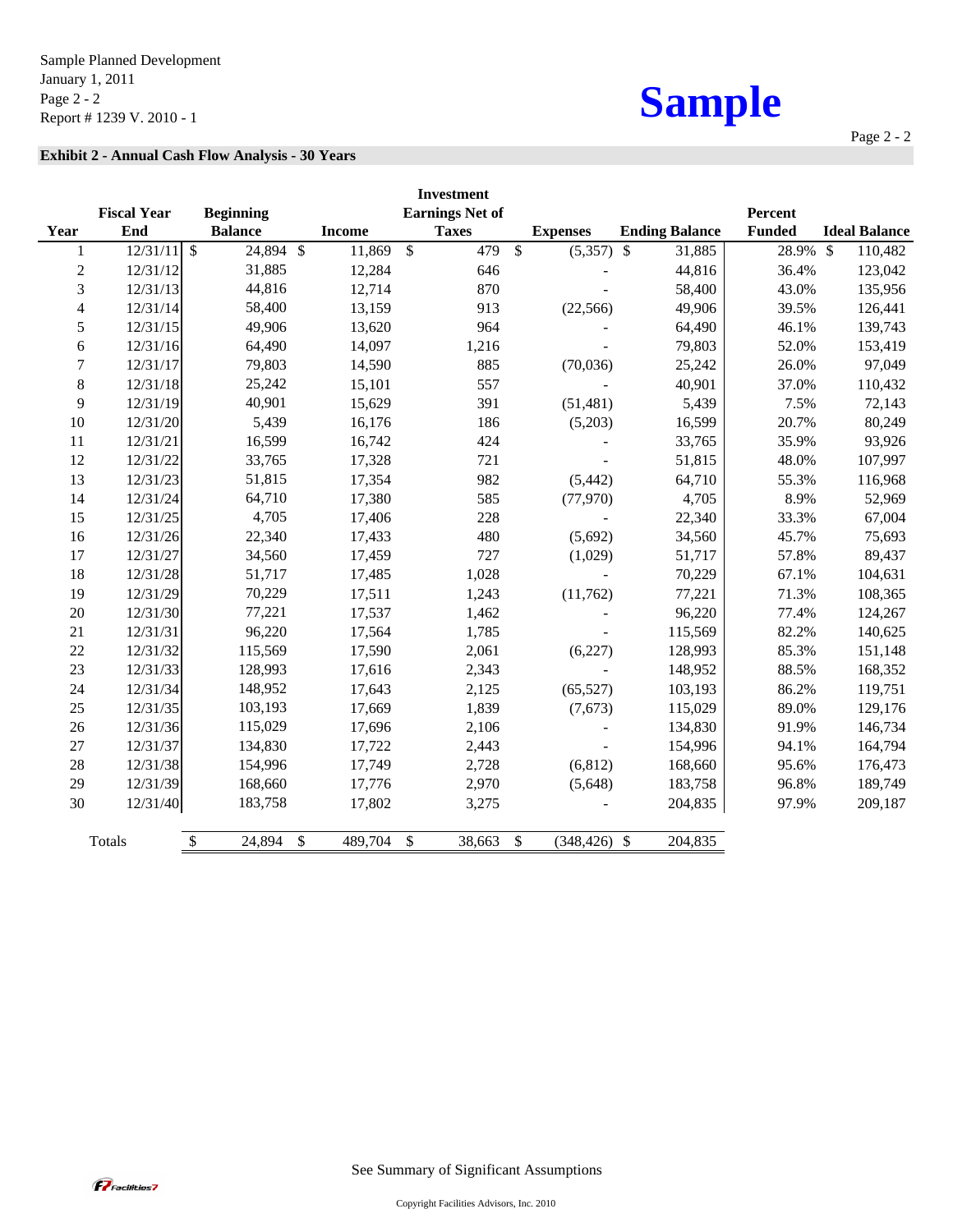Sample Planned Development
January 1, 2011
Report # 1239 V. 2010 - 1

# Sample

**Exhibit 2 - Annual Cash Flow Analysis - 30 Years**

| Year | Fiscal Year End | Beginning Balance | Income | Investment Earnings Net of Taxes | Expenses | Ending Balance | Percent Funded | Ideal Balance |
|---|---|---|---|---|---|---|---|---|
| 1 | 12/31/11 | $ 24,894 | $ 11,869 | $ 479 | $ (5,357) | $ 31,885 | 28.9% | $ 110,482 |
| 2 | 12/31/12 | 31,885 | 12,284 | 646 | - | 44,816 | 36.4% | 123,042 |
| 3 | 12/31/13 | 44,816 | 12,714 | 870 | - | 58,400 | 43.0% | 135,956 |
| 4 | 12/31/14 | 58,400 | 13,159 | 913 | (22,566) | 49,906 | 39.5% | 126,441 |
| 5 | 12/31/15 | 49,906 | 13,620 | 964 | - | 64,490 | 46.1% | 139,743 |
| 6 | 12/31/16 | 64,490 | 14,097 | 1,216 | - | 79,803 | 52.0% | 153,419 |
| 7 | 12/31/17 | 79,803 | 14,590 | 885 | (70,036) | 25,242 | 26.0% | 97,049 |
| 8 | 12/31/18 | 25,242 | 15,101 | 557 | - | 40,901 | 37.0% | 110,432 |
| 9 | 12/31/19 | 40,901 | 15,629 | 391 | (51,481) | 5,439 | 7.5% | 72,143 |
| 10 | 12/31/20 | 5,439 | 16,176 | 186 | (5,203) | 16,599 | 20.7% | 80,249 |
| 11 | 12/31/21 | 16,599 | 16,742 | 424 | - | 33,765 | 35.9% | 93,926 |
| 12 | 12/31/22 | 33,765 | 17,328 | 721 | - | 51,815 | 48.0% | 107,997 |
| 13 | 12/31/23 | 51,815 | 17,354 | 982 | (5,442) | 64,710 | 55.3% | 116,968 |
| 14 | 12/31/24 | 64,710 | 17,380 | 585 | (77,970) | 4,705 | 8.9% | 52,969 |
| 15 | 12/31/25 | 4,705 | 17,406 | 228 | - | 22,340 | 33.3% | 67,004 |
| 16 | 12/31/26 | 22,340 | 17,433 | 480 | (5,692) | 34,560 | 45.7% | 75,693 |
| 17 | 12/31/27 | 34,560 | 17,459 | 727 | (1,029) | 51,717 | 57.8% | 89,437 |
| 18 | 12/31/28 | 51,717 | 17,485 | 1,028 | - | 70,229 | 67.1% | 104,631 |
| 19 | 12/31/29 | 70,229 | 17,511 | 1,243 | (11,762) | 77,221 | 71.3% | 108,365 |
| 20 | 12/31/30 | 77,221 | 17,537 | 1,462 | - | 96,220 | 77.4% | 124,267 |
| 21 | 12/31/31 | 96,220 | 17,564 | 1,785 | - | 115,569 | 82.2% | 140,625 |
| 22 | 12/31/32 | 115,569 | 17,590 | 2,061 | (6,227) | 128,993 | 85.3% | 151,148 |
| 23 | 12/31/33 | 128,993 | 17,616 | 2,343 | - | 148,952 | 88.5% | 168,352 |
| 24 | 12/31/34 | 148,952 | 17,643 | 2,125 | (65,527) | 103,193 | 86.2% | 119,751 |
| 25 | 12/31/35 | 103,193 | 17,669 | 1,839 | (7,673) | 115,029 | 89.0% | 129,176 |
| 26 | 12/31/36 | 115,029 | 17,696 | 2,106 | - | 134,830 | 91.9% | 146,734 |
| 27 | 12/31/37 | 134,830 | 17,722 | 2,443 | - | 154,996 | 94.1% | 164,794 |
| 28 | 12/31/38 | 154,996 | 17,749 | 2,728 | (6,812) | 168,660 | 95.6% | 176,473 |
| 29 | 12/31/39 | 168,660 | 17,776 | 2,970 | (5,648) | 183,758 | 96.8% | 189,749 |
| 30 | 12/31/40 | 183,758 | 17,802 | 3,275 | - | 204,835 | 97.9% | 209,187 |
| Totals | | $ 24,894 | $ 489,704 | $ 38,663 | $ (348,426) | $ 204,835 | | |

See Summary of Significant Assumptions

Copyright Facilities Advisors, Inc. 2010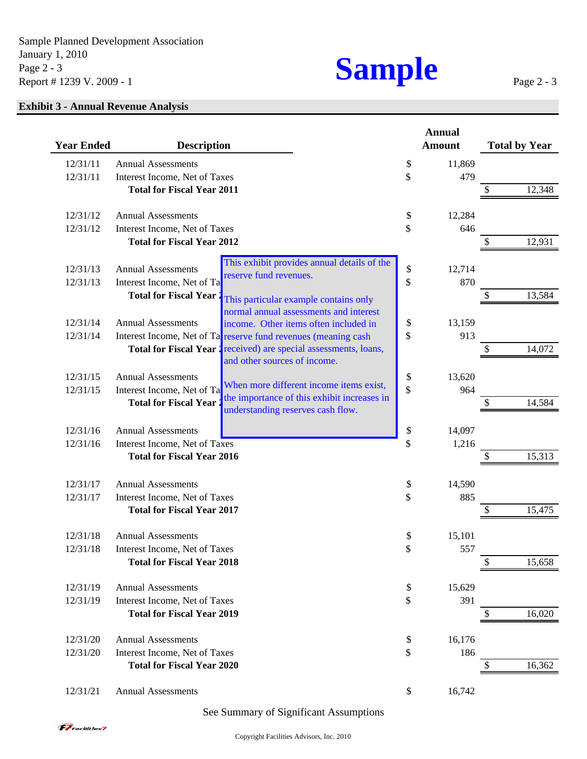Sample Planned Development Association
January 1, 2010
Report # 1239 V. 2009 - 1

**Sample**

## Exhibit 3 - Annual Revenue Analysis

| Year Ended | Description | Annual Amount | Total by Year |
|---|---|---|---|
| 12/31/11 | Annual Assessments | $ 11,869 | |
| 12/31/11 | Interest Income, Net of Taxes | $ 479 | |
| | **Total for Fiscal Year 2011** | | $ 12,348 |
| 12/31/12 | Annual Assessments | $ 12,284 | |
| 12/31/12 | Interest Income, Net of Taxes | $ 646 | |
| | **Total for Fiscal Year 2012** | | $ 12,931 |
| 12/31/13 | Annual Assessments | $ 12,714 | |
| 12/31/13 | Interest Income, Net of Taxes | $ 870 | |
| | **Total for Fiscal Year 2013** | | $ 13,584 |
| 12/31/14 | Annual Assessments | $ 13,159 | |
| 12/31/14 | Interest Income, Net of Taxes | $ 913 | |
| | **Total for Fiscal Year 2014** | | $ 14,072 |
| 12/31/15 | Annual Assessments | $ 13,620 | |
| 12/31/15 | Interest Income, Net of Taxes | $ 964 | |
| | **Total for Fiscal Year 2015** | | $ 14,584 |
| 12/31/16 | Annual Assessments | $ 14,097 | |
| 12/31/16 | Interest Income, Net of Taxes | $ 1,216 | |
| | **Total for Fiscal Year 2016** | | $ 15,313 |
| 12/31/17 | Annual Assessments | $ 14,590 | |
| 12/31/17 | Interest Income, Net of Taxes | $ 885 | |
| | **Total for Fiscal Year 2017** | | $ 15,475 |
| 12/31/18 | Annual Assessments | $ 15,101 | |
| 12/31/18 | Interest Income, Net of Taxes | $ 557 | |
| | **Total for Fiscal Year 2018** | | $ 15,658 |
| 12/31/19 | Annual Assessments | $ 15,629 | |
| 12/31/19 | Interest Income, Net of Taxes | $ 391 | |
| | **Total for Fiscal Year 2019** | | $ 16,020 |
| 12/31/20 | Annual Assessments | $ 16,176 | |
| 12/31/20 | Interest Income, Net of Taxes | $ 186 | |
| | **Total for Fiscal Year 2020** | | $ 16,362 |
| 12/31/21 | Annual Assessments | $ 16,742 | |

This exhibit provides annual details of the reserve fund revenues.

This particular example contains only normal annual assessments and interest income. Other items often included in reserve fund revenues (meaning cash received) are special assessments, loans, and other sources of income.

When more different income items exist, the importance of this exhibit increases in understanding reserves cash flow.

See Summary of Significant Assumptions

Copyright Facilities Advisors, Inc. 2010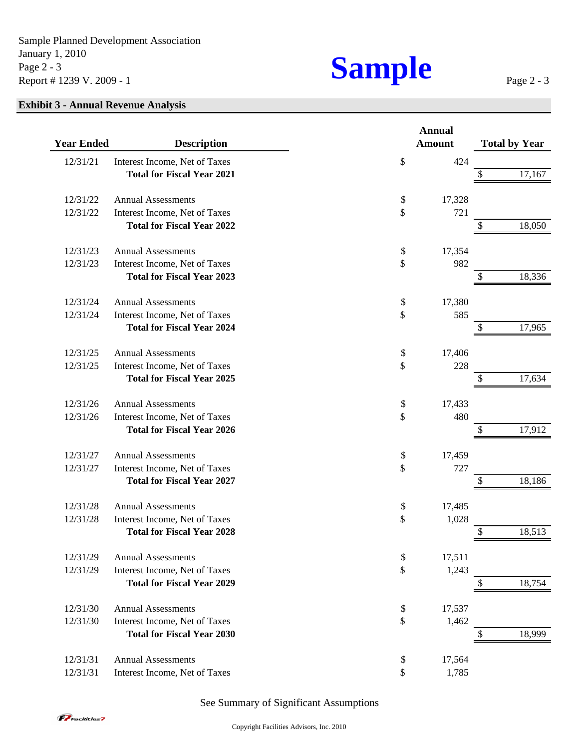## Exhibit 3 - Annual Revenue Analysis

| Year Ended | Description | Annual Amount | Total by Year |
|---|---|---|---|
| 12/31/21 | Interest Income, Net of Taxes | $ 424 | |
| | **Total for Fiscal Year 2021** | | $ 17,167 |
| 12/31/22 | Annual Assessments | $ 17,328 | |
| 12/31/22 | Interest Income, Net of Taxes | $ 721 | |
| | **Total for Fiscal Year 2022** | | $ 18,050 |
| 12/31/23 | Annual Assessments | $ 17,354 | |
| 12/31/23 | Interest Income, Net of Taxes | $ 982 | |
| | **Total for Fiscal Year 2023** | | $ 18,336 |
| 12/31/24 | Annual Assessments | $ 17,380 | |
| 12/31/24 | Interest Income, Net of Taxes | $ 585 | |
| | **Total for Fiscal Year 2024** | | $ 17,965 |
| 12/31/25 | Annual Assessments | $ 17,406 | |
| 12/31/25 | Interest Income, Net of Taxes | $ 228 | |
| | **Total for Fiscal Year 2025** | | $ 17,634 |
| 12/31/26 | Annual Assessments | $ 17,433 | |
| 12/31/26 | Interest Income, Net of Taxes | $ 480 | |
| | **Total for Fiscal Year 2026** | | $ 17,912 |
| 12/31/27 | Annual Assessments | $ 17,459 | |
| 12/31/27 | Interest Income, Net of Taxes | $ 727 | |
| | **Total for Fiscal Year 2027** | | $ 18,186 |
| 12/31/28 | Annual Assessments | $ 17,485 | |
| 12/31/28 | Interest Income, Net of Taxes | $ 1,028 | |
| | **Total for Fiscal Year 2028** | | $ 18,513 |
| 12/31/29 | Annual Assessments | $ 17,511 | |
| 12/31/29 | Interest Income, Net of Taxes | $ 1,243 | |
| | **Total for Fiscal Year 2029** | | $ 18,754 |
| 12/31/30 | Annual Assessments | $ 17,537 | |
| 12/31/30 | Interest Income, Net of Taxes | $ 1,462 | |
| | **Total for Fiscal Year 2030** | | $ 18,999 |
| 12/31/31 | Annual Assessments | $ 17,564 | |
| 12/31/31 | Interest Income, Net of Taxes | $ 1,785 | |

See Summary of Significant Assumptions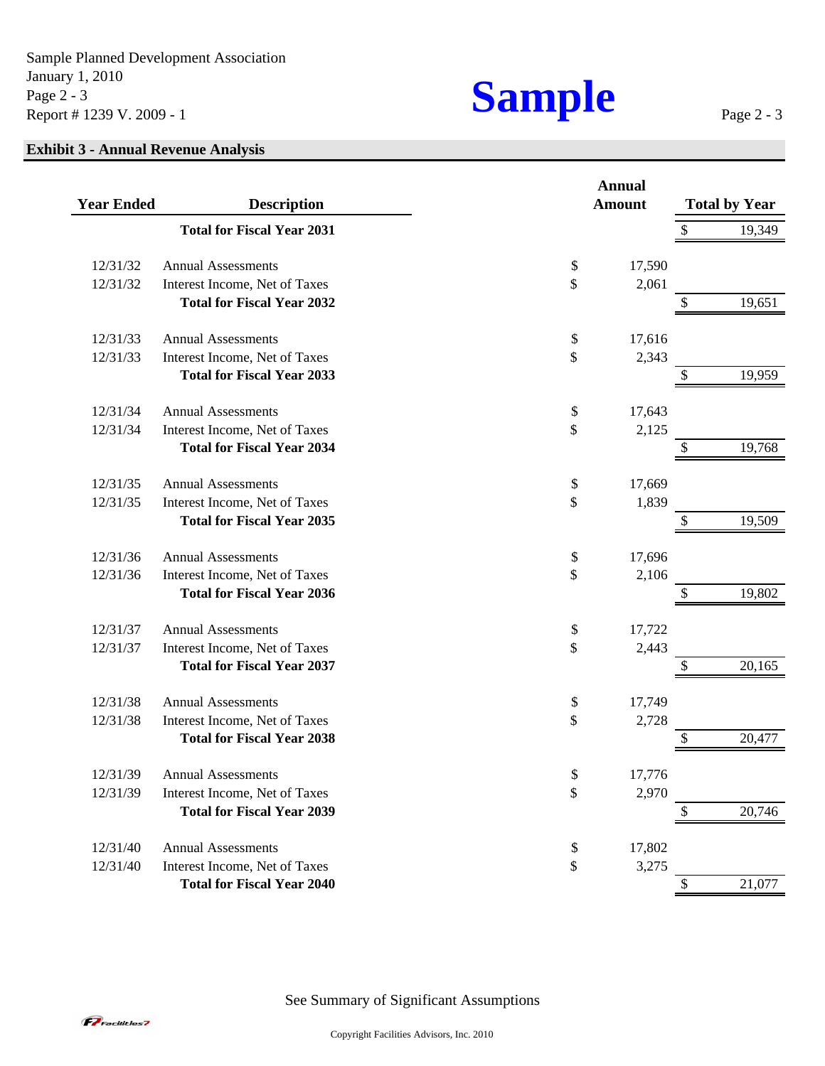**Exhibit 3 - Annual Revenue Analysis**

| Year Ended | Description | Annual Amount | Total by Year |
|---|---|---|---|
| | **Total for Fiscal Year 2031** | | $ 19,349 |
| 12/31/32 | Annual Assessments | $ 17,590 | |
| 12/31/32 | Interest Income, Net of Taxes | $ 2,061 | |
| | **Total for Fiscal Year 2032** | | $ 19,651 |
| 12/31/33 | Annual Assessments | $ 17,616 | |
| 12/31/33 | Interest Income, Net of Taxes | $ 2,343 | |
| | **Total for Fiscal Year 2033** | | $ 19,959 |
| 12/31/34 | Annual Assessments | $ 17,643 | |
| 12/31/34 | Interest Income, Net of Taxes | $ 2,125 | |
| | **Total for Fiscal Year 2034** | | $ 19,768 |
| 12/31/35 | Annual Assessments | $ 17,669 | |
| 12/31/35 | Interest Income, Net of Taxes | $ 1,839 | |
| | **Total for Fiscal Year 2035** | | $ 19,509 |
| 12/31/36 | Annual Assessments | $ 17,696 | |
| 12/31/36 | Interest Income, Net of Taxes | $ 2,106 | |
| | **Total for Fiscal Year 2036** | | $ 19,802 |
| 12/31/37 | Annual Assessments | $ 17,722 | |
| 12/31/37 | Interest Income, Net of Taxes | $ 2,443 | |
| | **Total for Fiscal Year 2037** | | $ 20,165 |
| 12/31/38 | Annual Assessments | $ 17,749 | |
| 12/31/38 | Interest Income, Net of Taxes | $ 2,728 | |
| | **Total for Fiscal Year 2038** | | $ 20,477 |
| 12/31/39 | Annual Assessments | $ 17,776 | |
| 12/31/39 | Interest Income, Net of Taxes | $ 2,970 | |
| | **Total for Fiscal Year 2039** | | $ 20,746 |
| 12/31/40 | Annual Assessments | $ 17,802 | |
| 12/31/40 | Interest Income, Net of Taxes | $ 3,275 | |
| | **Total for Fiscal Year 2040** | | $ 21,077 |

See Summary of Significant Assumptions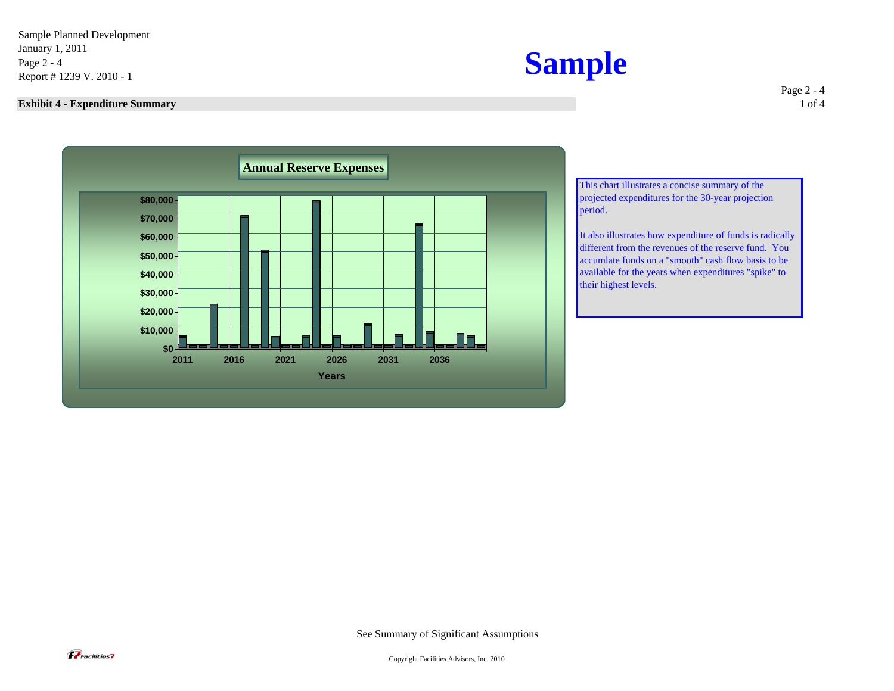Sample Planned Development
January 1, 2011
Page 2 - 4
Report # 1239 V. 2010 - 1

# Sample

**Exhibit 4 - Expenditure Summary**

**Annual Reserve Expenses**

$80,000
$70,000
$60,000
$50,000
$40,000
$30,000
$20,000
$10,000
$0

2011 2016 2021 2026 2031 2036

Years

This chart illustrates a concise summary of the projected expenditures for the 30-year projection period.

It also illustrates how expenditure of funds is radically different from the revenues of the reserve fund. You accumulate funds on a "smooth" cash flow basis to be available for the years when expenditures "spike" to their highest levels.

See Summary of Significant Assumptions

Copyright Facilities Advisors, Inc. 2010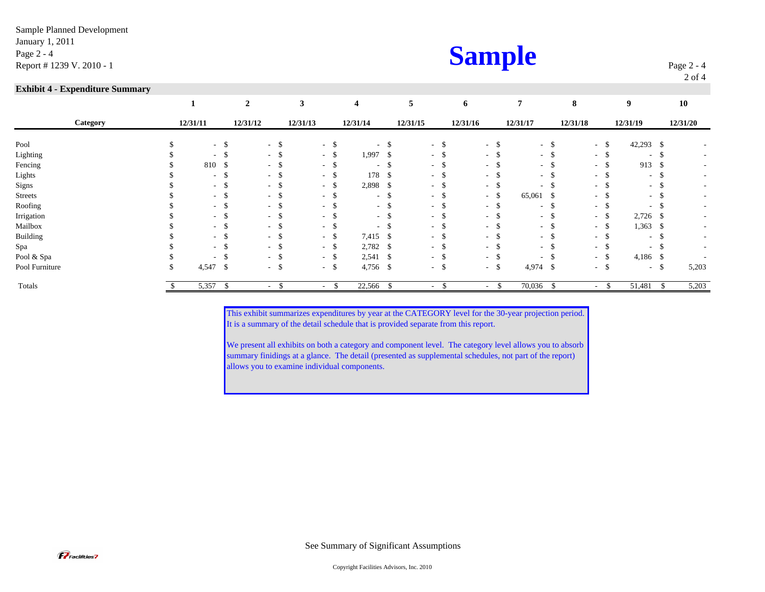Sample Planned Development
January 1, 2011
Page 2 - 4
Report # 1239 V. 2010 - 1

# Sample

## Exhibit 4 - Expenditure Summary

| | 1 | 2 | 3 | 4 | 5 | 6 | 7 | 8 | 9 | 10 |
|---|---|---|---|---|---|---|---|---|---|---|
| **Category** | **12/31/11** | **12/31/12** | **12/31/13** | **12/31/14** | **12/31/15** | **12/31/16** | **12/31/17** | **12/31/18** | **12/31/19** | **12/31/20** |
| Pool | $ - | $ - | $ - | $ - | $ - | $ - | $ - | $ - | $ 42,293 | $ - |
| Lighting | $ - | $ - | $ - | $ 1,997 | $ - | $ - | $ - | $ - | $ - | $ - |
| Fencing | $ 810 | $ - | $ - | $ - | $ - | $ - | $ - | $ - | $ 913 | $ - |
| Lights | $ - | $ - | $ - | $ 178 | $ - | $ - | $ - | $ - | $ - | $ - |
| Signs | $ - | $ - | $ - | $ 2,898 | $ - | $ - | $ - | $ - | $ - | $ - |
| Streets | $ - | $ - | $ - | $ - | $ - | $ - | $ 65,061 | $ - | $ - | $ - |
| Roofing | $ - | $ - | $ - | $ - | $ - | $ - | $ - | $ - | $ - | $ - |
| Irrigation | $ - | $ - | $ - | $ - | $ - | $ - | $ - | $ - | $ 2,726 | $ - |
| Mailbox | $ - | $ - | $ - | $ - | $ - | $ - | $ - | $ - | $ 1,363 | $ - |
| Building | $ - | $ - | $ - | $ 7,415 | $ - | $ - | $ - | $ - | $ - | $ - |
| Spa | $ - | $ - | $ - | $ 2,782 | $ - | $ - | $ - | $ - | $ - | $ - |
| Pool & Spa | $ - | $ - | $ - | $ 2,541 | $ - | $ - | $ - | $ - | $ 4,186 | $ - |
| Pool Furniture | $ 4,547 | $ - | $ - | $ 4,756 | $ - | $ - | $ 4,974 | $ - | $ - | $ 5,203 |
| Totals | $ 5,357 | $ - | $ - | $ 22,566 | $ - | $ - | $ 70,036 | $ - | $ 51,481 | $ 5,203 |

This exhibit summarizes expenditures by year at the CATEGORY level for the 30-year projection period. It is a summary of the detail schedule that is provided separate from this report.

We present all exhibits on both a category and component level. The category level allows you to absorb summary finidings at a glance. The detail (presented as supplemental schedules, not part of the report) allows you to examine individual components.

See Summary of Significant Assumptions

Copyright Facilities Advisors, Inc. 2010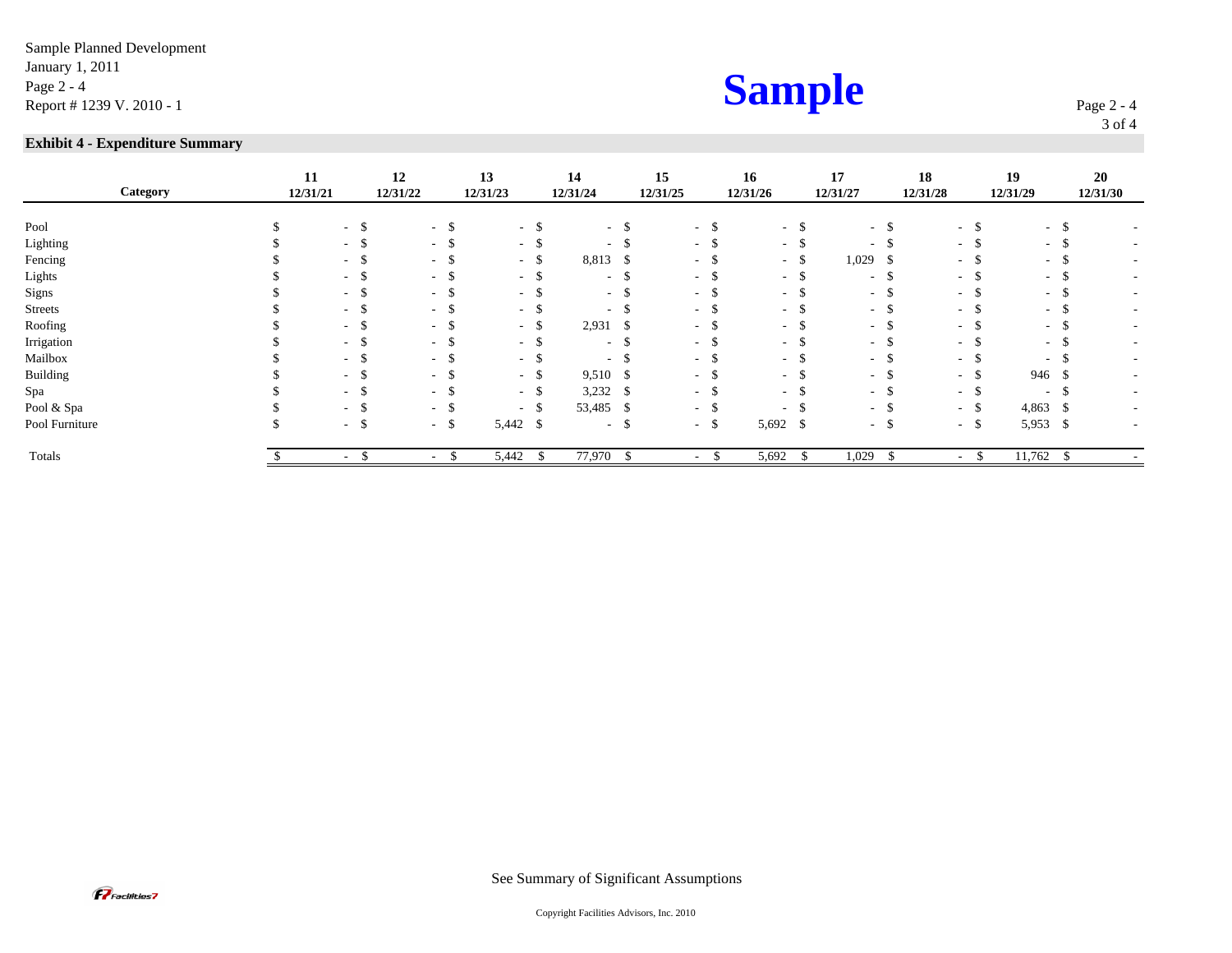Sample Planned Development
January 1, 2011
Page 2 - 4
Report # 1239 V. 2010 - 1

**Sample**

## Exhibit 4 - Expenditure Summary

| Category | 11<br>12/31/21 | 12<br>12/31/22 | 13<br>12/31/23 | 14<br>12/31/24 | 15<br>12/31/25 | 16<br>12/31/26 | 17<br>12/31/27 | 18<br>12/31/28 | 19<br>12/31/29 | 20<br>12/31/30 |
|---|---|---|---|---|---|---|---|---|---|---|
| Pool | $ - | $ - | $ - | $ - | $ - | $ - | $ - | $ - | $ - | $ - |
| Lighting | $ - | $ - | $ - | $ - | $ - | $ - | $ - | $ - | $ - | $ - |
| Fencing | $ - | $ - | $ - | $ 8,813 | $ - | $ - | $ 1,029 | $ - | $ - | $ - |
| Lights | $ - | $ - | $ - | $ - | $ - | $ - | $ - | $ - | $ - | $ - |
| Signs | $ - | $ - | $ - | $ - | $ - | $ - | $ - | $ - | $ - | $ - |
| Streets | $ - | $ - | $ - | $ - | $ - | $ - | $ - | $ - | $ - | $ - |
| Roofing | $ - | $ - | $ - | $ 2,931 | $ - | $ - | $ - | $ - | $ - | $ - |
| Irrigation | $ - | $ - | $ - | $ - | $ - | $ - | $ - | $ - | $ - | $ - |
| Mailbox | $ - | $ - | $ - | $ - | $ - | $ - | $ - | $ - | $ - | $ - |
| Building | $ - | $ - | $ - | $ 9,510 | $ - | $ - | $ - | $ - | $ 946 | $ - |
| Spa | $ - | $ - | $ - | $ 3,232 | $ - | $ - | $ - | $ - | $ - | $ - |
| Pool & Spa | $ - | $ - | $ - | $ 53,485 | $ - | $ - | $ - | $ - | $ 4,863 | $ - |
| Pool Furniture | $ - | $ - | $ 5,442 | $ - | $ - | $ 5,692 | $ - | $ - | $ 5,953 | $ - |
| Totals | $ - | $ - | $ 5,442 | $ 77,970 | $ - | $ 5,692 | $ 1,029 | $ - | $ 11,762 | $ - |

See Summary of Significant Assumptions

Copyright Facilities Advisors, Inc. 2010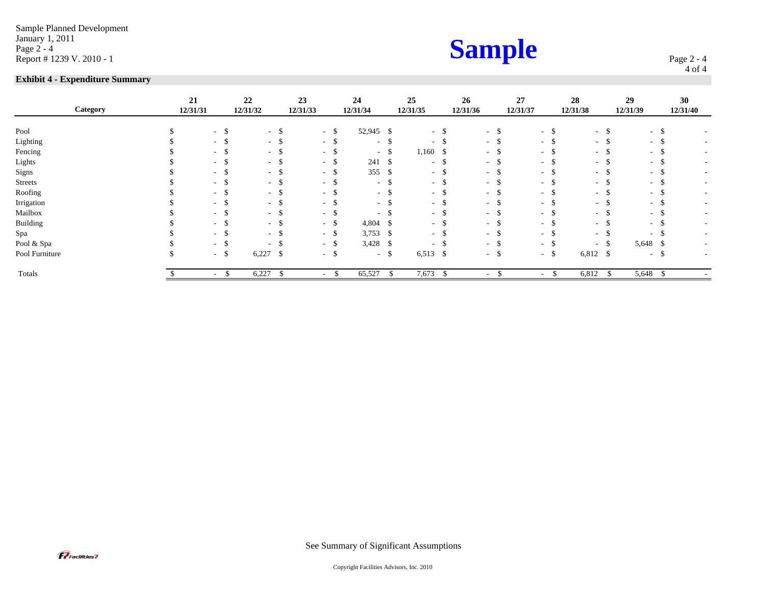Sample Planned Development
January 1, 2011
Report # 1239 V. 2010 - 1

# Sample

**Exhibit 4 - Expenditure Summary**

| Category | 21 12/31/31 | 22 12/31/32 | 23 12/31/33 | 24 12/31/34 | 25 12/31/35 | 26 12/31/36 | 27 12/31/37 | 28 12/31/38 | 29 12/31/39 | 30 12/31/40 |
|---|---|---|---|---|---|---|---|---|---|---|
| Pool | $ - | $ - | $ - | $ 52,945 | $ - | $ - | $ - | $ - | $ - | $ - |
| Lighting | $ - | $ - | $ - | $ - | $ - | $ - | $ - | $ - | $ - | $ - |
| Fencing | $ - | $ - | $ - | $ - | $ 1,160 | $ - | $ - | $ - | $ - | $ - |
| Lights | $ - | $ - | $ - | $ 241 | $ - | $ - | $ - | $ - | $ - | $ - |
| Signs | $ - | $ - | $ - | $ 355 | $ - | $ - | $ - | $ - | $ - | $ - |
| Streets | $ - | $ - | $ - | $ - | $ - | $ - | $ - | $ - | $ - | $ - |
| Roofing | $ - | $ - | $ - | $ - | $ - | $ - | $ - | $ - | $ - | $ - |
| Irrigation | $ - | $ - | $ - | $ - | $ - | $ - | $ - | $ - | $ - | $ - |
| Mailbox | $ - | $ - | $ - | $ - | $ - | $ - | $ - | $ - | $ - | $ - |
| Building | $ - | $ - | $ - | $ 4,804 | $ - | $ - | $ - | $ - | $ - | $ - |
| Spa | $ - | $ - | $ - | $ 3,753 | $ - | $ - | $ - | $ - | $ - | $ - |
| Pool & Spa | $ - | $ - | $ - | $ 3,428 | $ - | $ - | $ - | $ - | $ 5,648 | $ - |
| Pool Furniture | $ - | $ 6,227 | $ - | $ - | $ 6,513 | $ - | $ - | $ 6,812 | $ - | $ - |
| Totals | $ - | $ 6,227 | $ - | $ 65,527 | $ 7,673 | $ - | $ - | $ 6,812 | $ 5,648 | $ - |

See Summary of Significant Assumptions

Copyright Facilities Advisors, Inc. 2010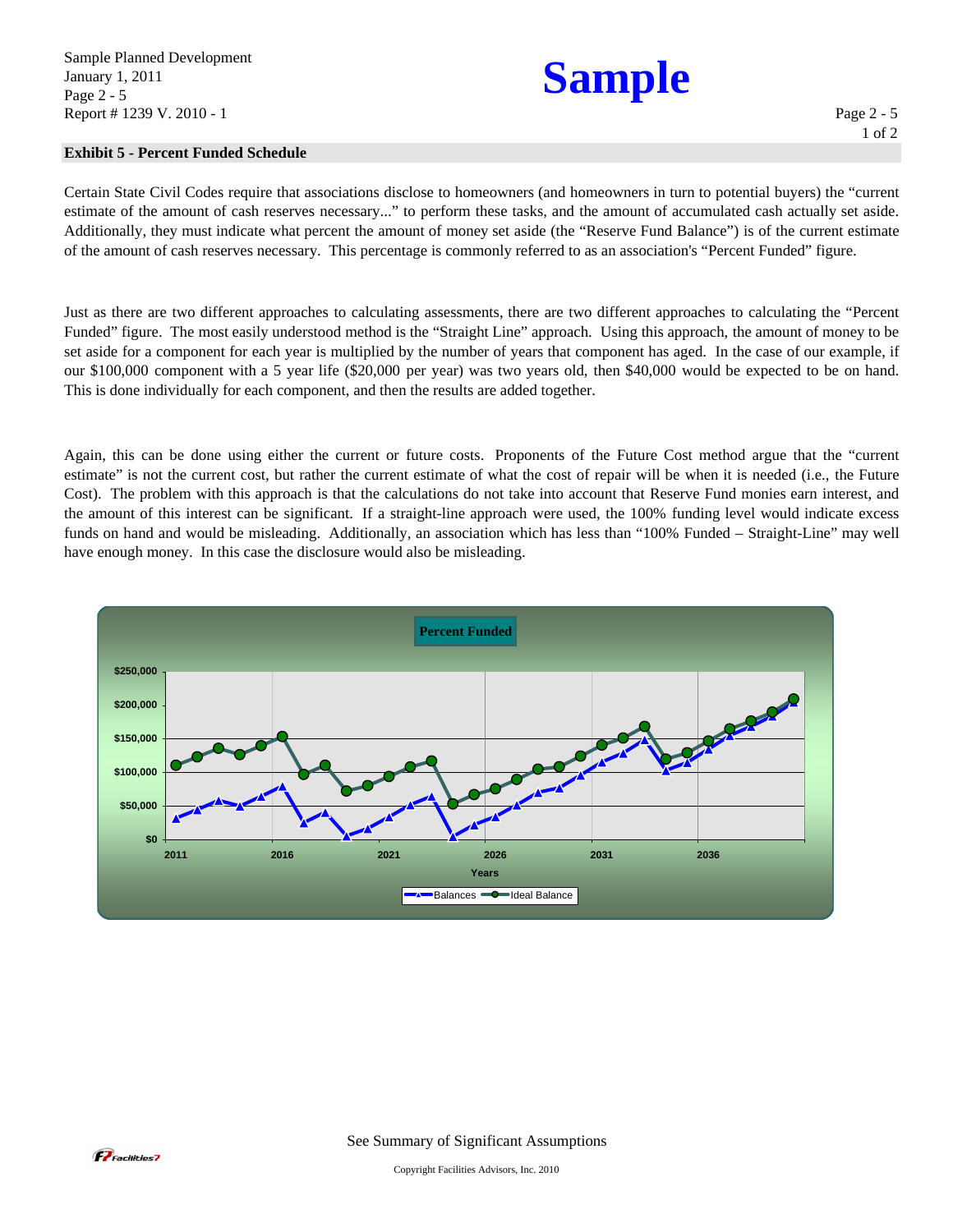## Exhibit 5 - Percent Funded Schedule

Certain State Civil Codes require that associations disclose to homeowners (and homeowners in turn to potential buyers) the "current estimate of the amount of cash reserves necessary..." to perform these tasks, and the amount of accumulated cash actually set aside. Additionally, they must indicate what percent the amount of money set aside (the "Reserve Fund Balance") is of the current estimate of the amount of cash reserves necessary. This percentage is commonly referred to as an association's "Percent Funded" figure.

Just as there are two different approaches to calculating assessments, there are two different approaches to calculating the "Percent Funded" figure. The most easily understood method is the "Straight Line" approach. Using this approach, the amount of money to be set aside for a component for each year is multiplied by the number of years that component has aged. In the case of our example, if our $100,000 component with a 5 year life ($20,000 per year) was two years old, then $40,000 would be expected to be on hand. This is done individually for each component, and then the results are added together.

Again, this can be done using either the current or future costs. Proponents of the Future Cost method argue that the "current estimate" is not the current cost, but rather the current estimate of what the cost of repair will be when it is needed (i.e., the Future Cost). The problem with this approach is that the calculations do not take into account that Reserve Fund monies earn interest, and the amount of this interest can be significant. If a straight-line approach were used, the 100% funding level would indicate excess funds on hand and would be misleading. Additionally, an association which has less than "100% Funded – Straight-Line" may well have enough money. In this case the disclosure would also be misleading.

**Percent Funded**

(Chart: Balances and Ideal Balance, $0 to $250,000, Years 2011–2036+)

See Summary of Significant Assumptions

Copyright Facilities Advisors, Inc. 2010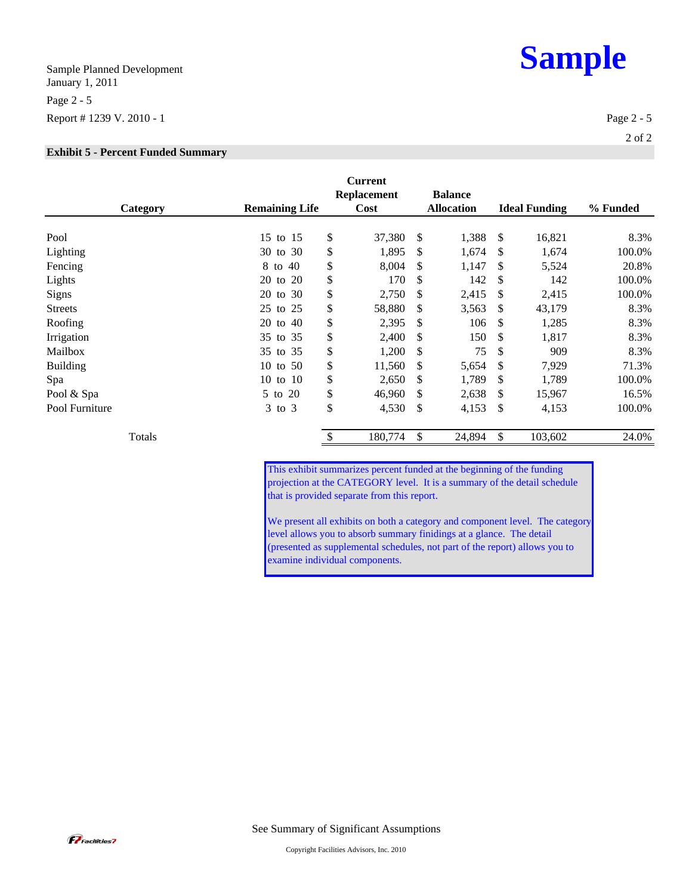**Exhibit 5 - Percent Funded Summary**

| Category | Remaining Life | Current Replacement Cost | Balance Allocation | Ideal Funding | % Funded |
|---|---|---|---|---|---|
| Pool | 15 to 15 | $ 37,380 | $ 1,388 | $ 16,821 | 8.3% |
| Lighting | 30 to 30 | $ 1,895 | $ 1,674 | $ 1,674 | 100.0% |
| Fencing | 8 to 40 | $ 8,004 | $ 1,147 | $ 5,524 | 20.8% |
| Lights | 20 to 20 | $ 170 | $ 142 | $ 142 | 100.0% |
| Signs | 20 to 30 | $ 2,750 | $ 2,415 | $ 2,415 | 100.0% |
| Streets | 25 to 25 | $ 58,880 | $ 3,563 | $ 43,179 | 8.3% |
| Roofing | 20 to 40 | $ 2,395 | $ 106 | $ 1,285 | 8.3% |
| Irrigation | 35 to 35 | $ 2,400 | $ 150 | $ 1,817 | 8.3% |
| Mailbox | 35 to 35 | $ 1,200 | $ 75 | $ 909 | 8.3% |
| Building | 10 to 50 | $ 11,560 | $ 5,654 | $ 7,929 | 71.3% |
| Spa | 10 to 10 | $ 2,650 | $ 1,789 | $ 1,789 | 100.0% |
| Pool & Spa | 5 to 20 | $ 46,960 | $ 2,638 | $ 15,967 | 16.5% |
| Pool Furniture | 3 to 3 | $ 4,530 | $ 4,153 | $ 4,153 | 100.0% |
| Totals | | $ 180,774 | $ 24,894 | $ 103,602 | 24.0% |

This exhibit summarizes percent funded at the beginning of the funding projection at the CATEGORY level. It is a summary of the detail schedule that is provided separate from this report.

We present all exhibits on both a category and component level. The category level allows you to absorb summary finidings at a glance. The detail (presented as supplemental schedules, not part of the report) allows you to examine individual components.

See Summary of Significant Assumptions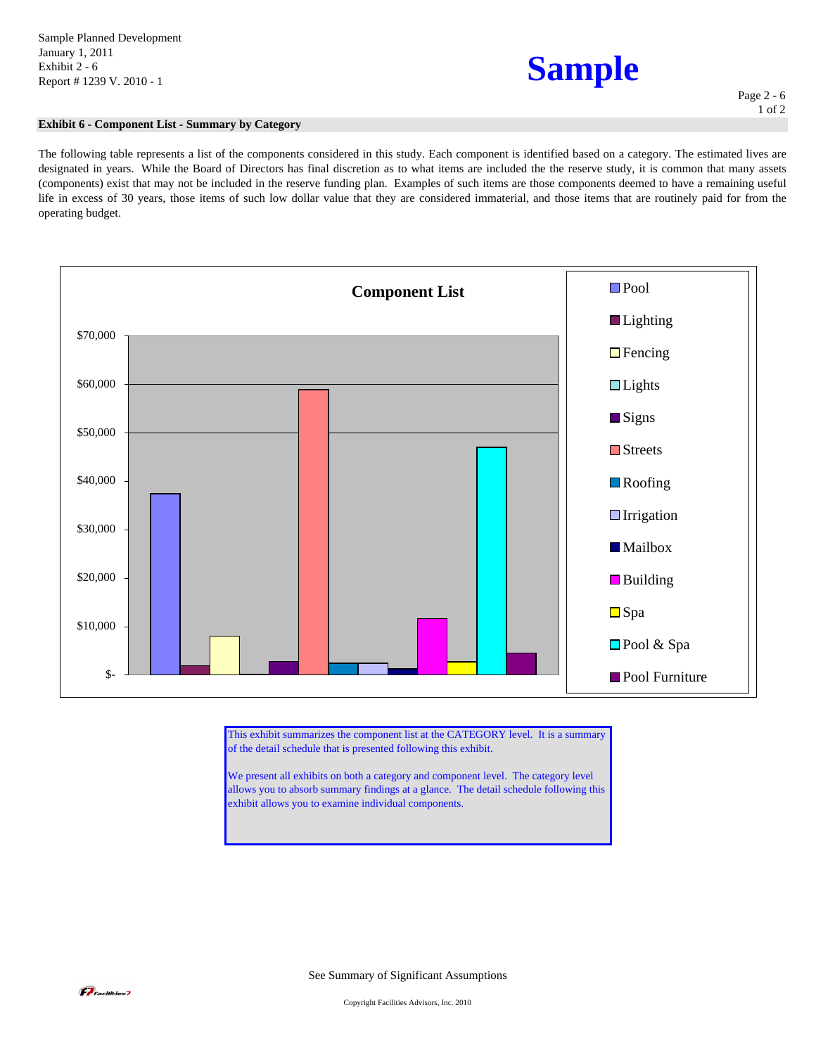Sample Planned Development
January 1, 2011
Exhibit 2 - 6
Report # 1239 V. 2010 - 1

# Sample

## Exhibit 6 - Component List - Summary by Category

The following table represents a list of the components considered in this study. Each component is identified based on a category. The estimated lives are designated in years. While the Board of Directors has final discretion as to what items are included the the reserve study, it is common that many assets (components) exist that may not be included in the reserve funding plan. Examples of such items are those components deemed to have a remaining useful life in excess of 30 years, those items of such low dollar value that they are considered immaterial, and those items that are routinely paid for from the operating budget.

**Component List**

$70,000
$60,000
$50,000
$40,000
$30,000
$20,000
$10,000
$-

Pool
Lighting
Fencing
Lights
Signs
Streets
Roofing
Irrigation
Mailbox
Building
Spa
Pool & Spa
Pool Furniture

This exhibit summarizes the component list at the CATEGORY level. It is a summary of the detail schedule that is presented following this exhibit.

We present all exhibits on both a category and component level. The category level allows you to absorb summary findings at a glance. The detail schedule following this exhibit allows you to examine individual components.

See Summary of Significant Assumptions

Copyright Facilities Advisors, Inc. 2010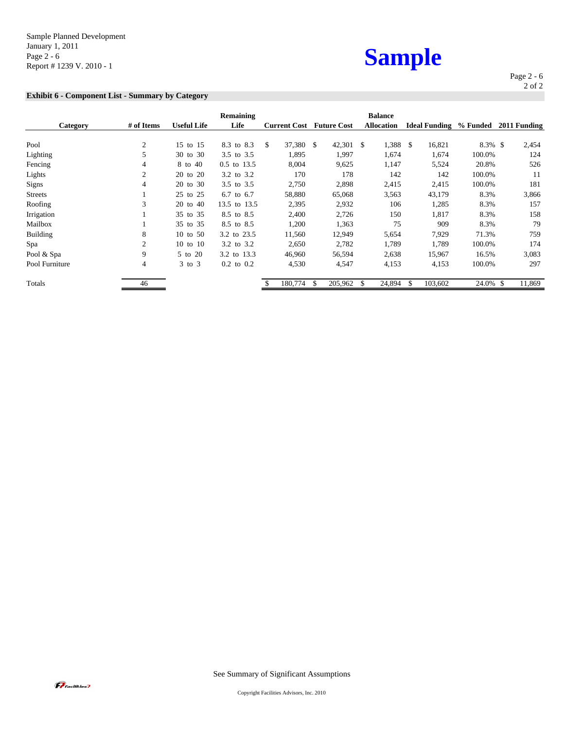**Sample**

## Exhibit 6 - Component List - Summary by Category

| Category | # of Items | Useful Life | Remaining Life | Current Cost | Future Cost | Balance Allocation | Ideal Funding | % Funded | 2011 Funding |
|---|---|---|---|---|---|---|---|---|---|
| Pool | 2 | 15 to 15 | 8.3 to 8.3 | $ 37,380 | $ 42,301 | $ 1,388 | $ 16,821 | 8.3% | $ 2,454 |
| Lighting | 5 | 30 to 30 | 3.5 to 3.5 | 1,895 | 1,997 | 1,674 | 1,674 | 100.0% | 124 |
| Fencing | 4 | 8 to 40 | 0.5 to 13.5 | 8,004 | 9,625 | 1,147 | 5,524 | 20.8% | 526 |
| Lights | 2 | 20 to 20 | 3.2 to 3.2 | 170 | 178 | 142 | 142 | 100.0% | 11 |
| Signs | 4 | 20 to 30 | 3.5 to 3.5 | 2,750 | 2,898 | 2,415 | 2,415 | 100.0% | 181 |
| Streets | 1 | 25 to 25 | 6.7 to 6.7 | 58,880 | 65,068 | 3,563 | 43,179 | 8.3% | 3,866 |
| Roofing | 3 | 20 to 40 | 13.5 to 13.5 | 2,395 | 2,932 | 106 | 1,285 | 8.3% | 157 |
| Irrigation | 1 | 35 to 35 | 8.5 to 8.5 | 2,400 | 2,726 | 150 | 1,817 | 8.3% | 158 |
| Mailbox | 1 | 35 to 35 | 8.5 to 8.5 | 1,200 | 1,363 | 75 | 909 | 8.3% | 79 |
| Building | 8 | 10 to 50 | 3.2 to 23.5 | 11,560 | 12,949 | 5,654 | 7,929 | 71.3% | 759 |
| Spa | 2 | 10 to 10 | 3.2 to 3.2 | 2,650 | 2,782 | 1,789 | 1,789 | 100.0% | 174 |
| Pool & Spa | 9 | 5 to 20 | 3.2 to 13.3 | 46,960 | 56,594 | 2,638 | 15,967 | 16.5% | 3,083 |
| Pool Furniture | 4 | 3 to 3 | 0.2 to 0.2 | 4,530 | 4,547 | 4,153 | 4,153 | 100.0% | 297 |
| Totals | 46 | | | $ 180,774 | $ 205,962 | $ 24,894 | $ 103,602 | 24.0% | $ 11,869 |

See Summary of Significant Assumptions

Copyright Facilities Advisors, Inc. 2010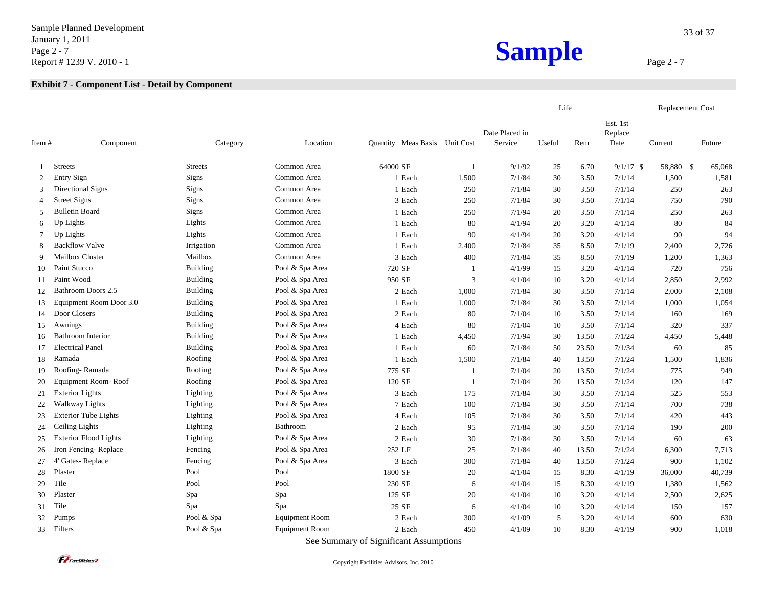## Exhibit 7 - Component List - Detail by Component

| Item # | Component | Category | Location | Quantity | Meas Basis | Unit Cost | Date Placed in Service | Life: Useful | Life: Rem | Est. 1st Replace Date | Replacement Cost: Current | Replacement Cost: Future |
|---|---|---|---|---|---|---|---|---|---|---|---|---|
| 1 | Streets | Streets | Common Area | 64000 | SF | 1 | 9/1/92 | 25 | 6.70 | 9/1/17 | $ 58,880 | $ 65,068 |
| 2 | Entry Sign | Signs | Common Area | 1 | Each | 1,500 | 7/1/84 | 30 | 3.50 | 7/1/14 | 1,500 | 1,581 |
| 3 | Directional Signs | Signs | Common Area | 1 | Each | 250 | 7/1/84 | 30 | 3.50 | 7/1/14 | 250 | 263 |
| 4 | Street Signs | Signs | Common Area | 3 | Each | 250 | 7/1/84 | 30 | 3.50 | 7/1/14 | 750 | 790 |
| 5 | Bulletin Board | Signs | Common Area | 1 | Each | 250 | 7/1/94 | 20 | 3.50 | 7/1/14 | 250 | 263 |
| 6 | Up Lights | Lights | Common Area | 1 | Each | 80 | 4/1/94 | 20 | 3.20 | 4/1/14 | 80 | 84 |
| 7 | Up Lights | Lights | Common Area | 1 | Each | 90 | 4/1/94 | 20 | 3.20 | 4/1/14 | 90 | 94 |
| 8 | Backflow Valve | Irrigation | Common Area | 1 | Each | 2,400 | 7/1/84 | 35 | 8.50 | 7/1/19 | 2,400 | 2,726 |
| 9 | Mailbox Cluster | Mailbox | Common Area | 3 | Each | 400 | 7/1/84 | 35 | 8.50 | 7/1/19 | 1,200 | 1,363 |
| 10 | Paint Stucco | Building | Pool & Spa Area | 720 | SF | 1 | 4/1/99 | 15 | 3.20 | 4/1/14 | 720 | 756 |
| 11 | Paint Wood | Building | Pool & Spa Area | 950 | SF | 3 | 4/1/04 | 10 | 3.20 | 4/1/14 | 2,850 | 2,992 |
| 12 | Bathroom Doors 2.5 | Building | Pool & Spa Area | 2 | Each | 1,000 | 7/1/84 | 30 | 3.50 | 7/1/14 | 2,000 | 2,108 |
| 13 | Equipment Room Door 3.0 | Building | Pool & Spa Area | 1 | Each | 1,000 | 7/1/84 | 30 | 3.50 | 7/1/14 | 1,000 | 1,054 |
| 14 | Door Closers | Building | Pool & Spa Area | 2 | Each | 80 | 7/1/04 | 10 | 3.50 | 7/1/14 | 160 | 169 |
| 15 | Awnings | Building | Pool & Spa Area | 4 | Each | 80 | 7/1/04 | 10 | 3.50 | 7/1/14 | 320 | 337 |
| 16 | Bathroom Interior | Building | Pool & Spa Area | 1 | Each | 4,450 | 7/1/94 | 30 | 13.50 | 7/1/24 | 4,450 | 5,448 |
| 17 | Electrical Panel | Building | Pool & Spa Area | 1 | Each | 60 | 7/1/84 | 50 | 23.50 | 7/1/34 | 60 | 85 |
| 18 | Ramada | Roofing | Pool & Spa Area | 1 | Each | 1,500 | 7/1/84 | 40 | 13.50 | 7/1/24 | 1,500 | 1,836 |
| 19 | Roofing- Ramada | Roofing | Pool & Spa Area | 775 | SF | 1 | 7/1/04 | 20 | 13.50 | 7/1/24 | 775 | 949 |
| 20 | Equipment Room- Roof | Roofing | Pool & Spa Area | 120 | SF | 1 | 7/1/04 | 20 | 13.50 | 7/1/24 | 120 | 147 |
| 21 | Exterior Lights | Lighting | Pool & Spa Area | 3 | Each | 175 | 7/1/84 | 30 | 3.50 | 7/1/14 | 525 | 553 |
| 22 | Walkway Lights | Lighting | Pool & Spa Area | 7 | Each | 100 | 7/1/84 | 30 | 3.50 | 7/1/14 | 700 | 738 |
| 23 | Exterior Tube Lights | Lighting | Pool & Spa Area | 4 | Each | 105 | 7/1/84 | 30 | 3.50 | 7/1/14 | 420 | 443 |
| 24 | Ceiling Lights | Lighting | Bathroom | 2 | Each | 95 | 7/1/84 | 30 | 3.50 | 7/1/14 | 190 | 200 |
| 25 | Exterior Flood Lights | Lighting | Pool & Spa Area | 2 | Each | 30 | 7/1/84 | 30 | 3.50 | 7/1/14 | 60 | 63 |
| 26 | Iron Fencing- Replace | Fencing | Pool & Spa Area | 252 | LF | 25 | 7/1/84 | 40 | 13.50 | 7/1/24 | 6,300 | 7,713 |
| 27 | 4' Gates- Replace | Fencing | Pool & Spa Area | 3 | Each | 300 | 7/1/84 | 40 | 13.50 | 7/1/24 | 900 | 1,102 |
| 28 | Plaster | Pool | Pool | 1800 | SF | 20 | 4/1/04 | 15 | 8.30 | 4/1/19 | 36,000 | 40,739 |
| 29 | Tile | Pool | Pool | 230 | SF | 6 | 4/1/04 | 15 | 8.30 | 4/1/19 | 1,380 | 1,562 |
| 30 | Plaster | Spa | Spa | 125 | SF | 20 | 4/1/04 | 10 | 3.20 | 4/1/14 | 2,500 | 2,625 |
| 31 | Tile | Spa | Spa | 25 | SF | 6 | 4/1/04 | 10 | 3.20 | 4/1/14 | 150 | 157 |
| 32 | Pumps | Pool & Spa | Equipment Room | 2 | Each | 300 | 4/1/09 | 5 | 3.20 | 4/1/14 | 600 | 630 |
| 33 | Filters | Pool & Spa | Equipment Room | 2 | Each | 450 | 4/1/09 | 10 | 8.30 | 4/1/19 | 900 | 1,018 |

See Summary of Significant Assumptions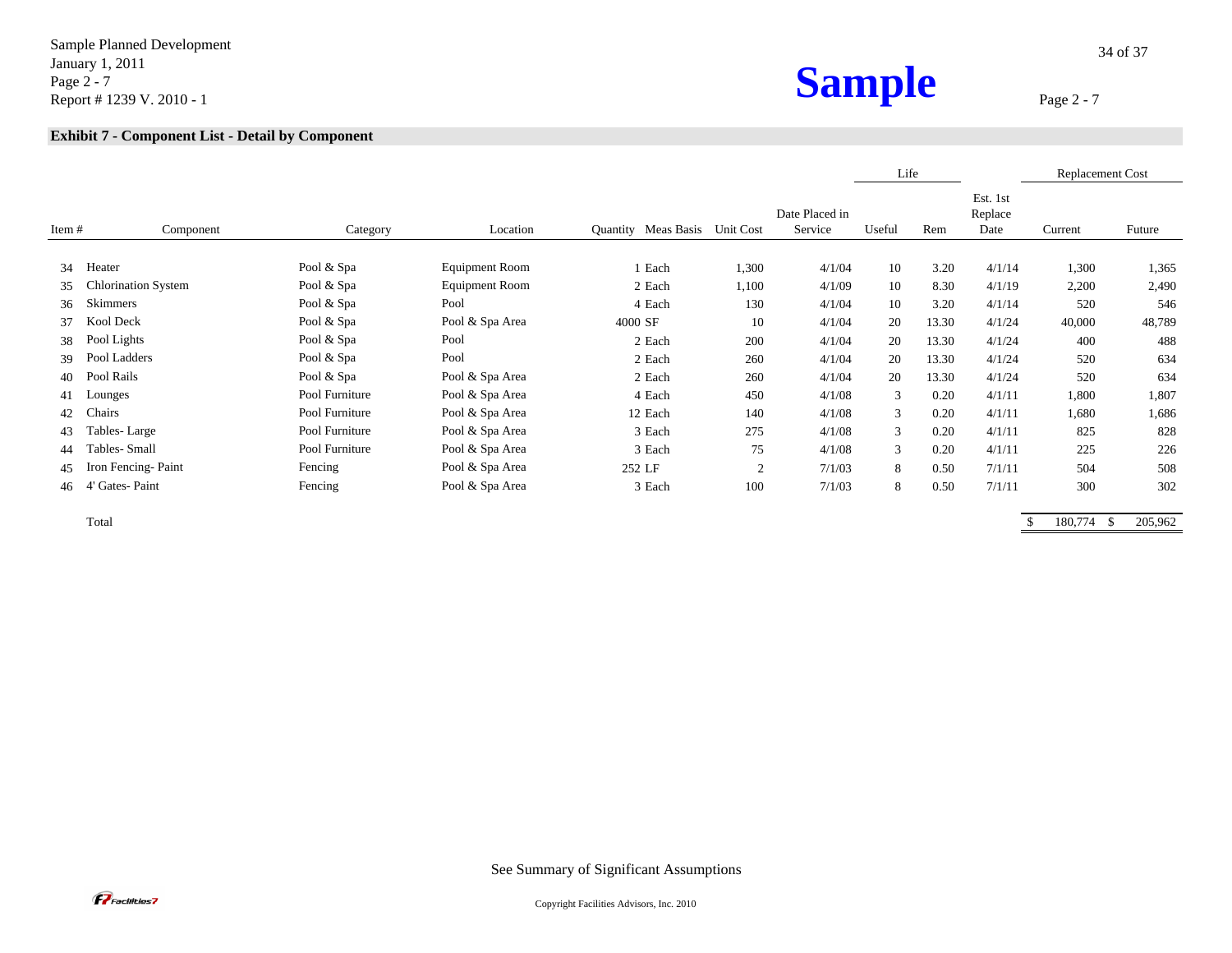**Exhibit 7 - Component List - Detail by Component**

| Item # | Component | Category | Location | Quantity | Meas Basis | Unit Cost | Date Placed in Service | Life | | Est. 1st Replace Date | Replacement Cost | |
|---|---|---|---|---|---|---|---|---|---|---|---|---|
| | | | | | | | | Useful | Rem | | Current | Future |
| 34 | Heater | Pool & Spa | Equipment Room | 1 | Each | 1,300 | 4/1/04 | 10 | 3.20 | 4/1/14 | 1,300 | 1,365 |
| 35 | Chlorination System | Pool & Spa | Equipment Room | 2 | Each | 1,100 | 4/1/09 | 10 | 8.30 | 4/1/19 | 2,200 | 2,490 |
| 36 | Skimmers | Pool & Spa | Pool | 4 | Each | 130 | 4/1/04 | 10 | 3.20 | 4/1/14 | 520 | 546 |
| 37 | Kool Deck | Pool & Spa | Pool & Spa Area | 4000 | SF | 10 | 4/1/04 | 20 | 13.30 | 4/1/24 | 40,000 | 48,789 |
| 38 | Pool Lights | Pool & Spa | Pool | 2 | Each | 200 | 4/1/04 | 20 | 13.30 | 4/1/24 | 400 | 488 |
| 39 | Pool Ladders | Pool & Spa | Pool | 2 | Each | 260 | 4/1/04 | 20 | 13.30 | 4/1/24 | 520 | 634 |
| 40 | Pool Rails | Pool & Spa | Pool & Spa Area | 2 | Each | 260 | 4/1/04 | 20 | 13.30 | 4/1/24 | 520 | 634 |
| 41 | Lounges | Pool Furniture | Pool & Spa Area | 4 | Each | 450 | 4/1/08 | 3 | 0.20 | 4/1/11 | 1,800 | 1,807 |
| 42 | Chairs | Pool Furniture | Pool & Spa Area | 12 | Each | 140 | 4/1/08 | 3 | 0.20 | 4/1/11 | 1,680 | 1,686 |
| 43 | Tables- Large | Pool Furniture | Pool & Spa Area | 3 | Each | 275 | 4/1/08 | 3 | 0.20 | 4/1/11 | 825 | 828 |
| 44 | Tables- Small | Pool Furniture | Pool & Spa Area | 3 | Each | 75 | 4/1/08 | 3 | 0.20 | 4/1/11 | 225 | 226 |
| 45 | Iron Fencing- Paint | Fencing | Pool & Spa Area | 252 | LF | 2 | 7/1/03 | 8 | 0.50 | 7/1/11 | 504 | 508 |
| 46 | 4' Gates- Paint | Fencing | Pool & Spa Area | 3 | Each | 100 | 7/1/03 | 8 | 0.50 | 7/1/11 | 300 | 302 |
| | Total | | | | | | | | | | $ 180,774 | $ 205,962 |

See Summary of Significant Assumptions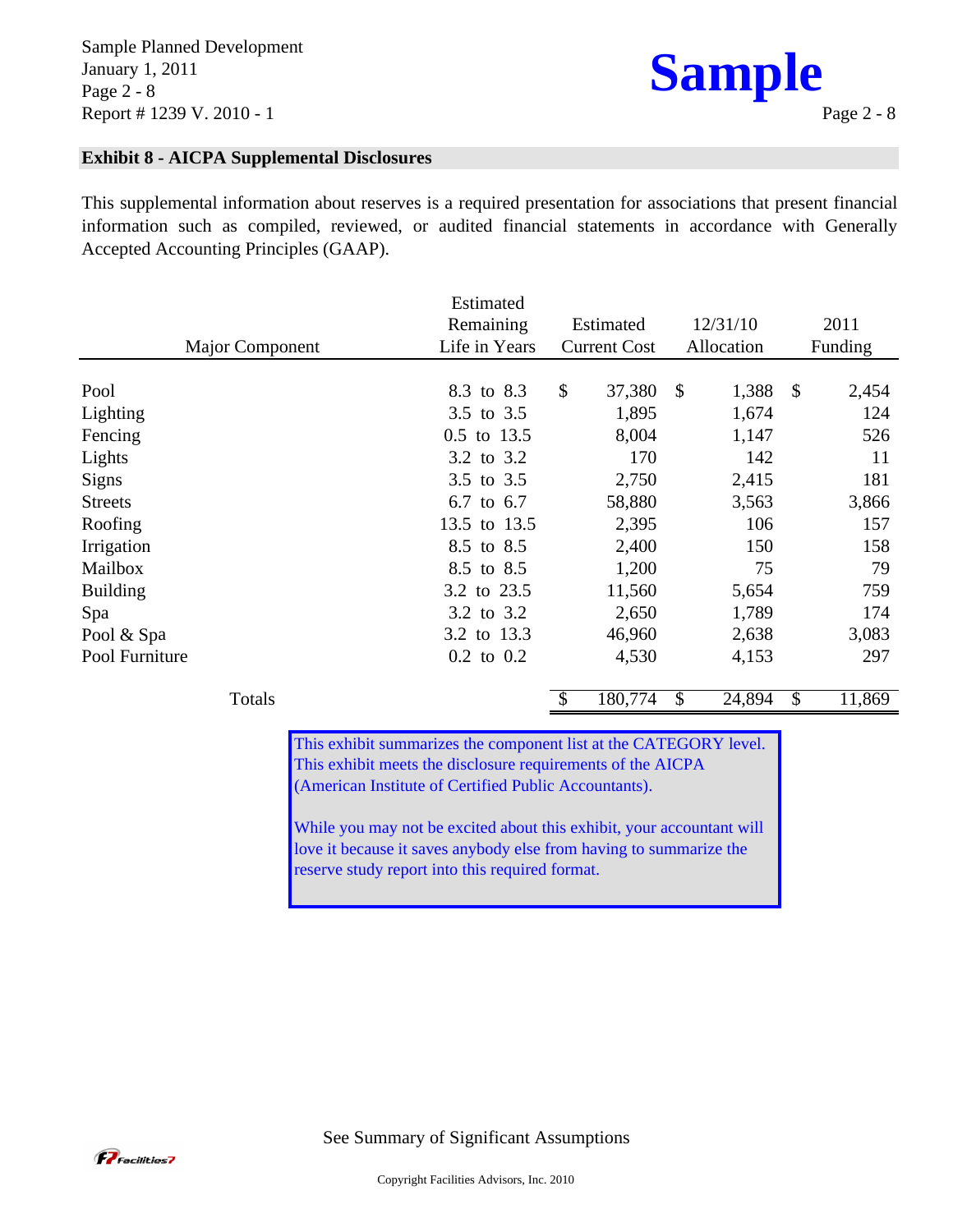## Exhibit 8 - AICPA Supplemental Disclosures

This supplemental information about reserves is a required presentation for associations that present financial information such as compiled, reviewed, or audited financial statements in accordance with Generally Accepted Accounting Principles (GAAP).

| Major Component | Estimated Remaining Life in Years | Estimated Current Cost | 12/31/10 Allocation | 2011 Funding |
|---|---|---|---|---|
| Pool | 8.3 to 8.3 | $ 37,380 | $ 1,388 | $ 2,454 |
| Lighting | 3.5 to 3.5 | 1,895 | 1,674 | 124 |
| Fencing | 0.5 to 13.5 | 8,004 | 1,147 | 526 |
| Lights | 3.2 to 3.2 | 170 | 142 | 11 |
| Signs | 3.5 to 3.5 | 2,750 | 2,415 | 181 |
| Streets | 6.7 to 6.7 | 58,880 | 3,563 | 3,866 |
| Roofing | 13.5 to 13.5 | 2,395 | 106 | 157 |
| Irrigation | 8.5 to 8.5 | 2,400 | 150 | 158 |
| Mailbox | 8.5 to 8.5 | 1,200 | 75 | 79 |
| Building | 3.2 to 23.5 | 11,560 | 5,654 | 759 |
| Spa | 3.2 to 3.2 | 2,650 | 1,789 | 174 |
| Pool & Spa | 3.2 to 13.3 | 46,960 | 2,638 | 3,083 |
| Pool Furniture | 0.2 to 0.2 | 4,530 | 4,153 | 297 |
| Totals | | $ 180,774 | $ 24,894 | $ 11,869 |

This exhibit summarizes the component list at the CATEGORY level. This exhibit meets the disclosure requirements of the AICPA (American Institute of Certified Public Accountants).

While you may not be excited about this exhibit, your accountant will love it because it saves anybody else from having to summarize the reserve study report into this required format.

See Summary of Significant Assumptions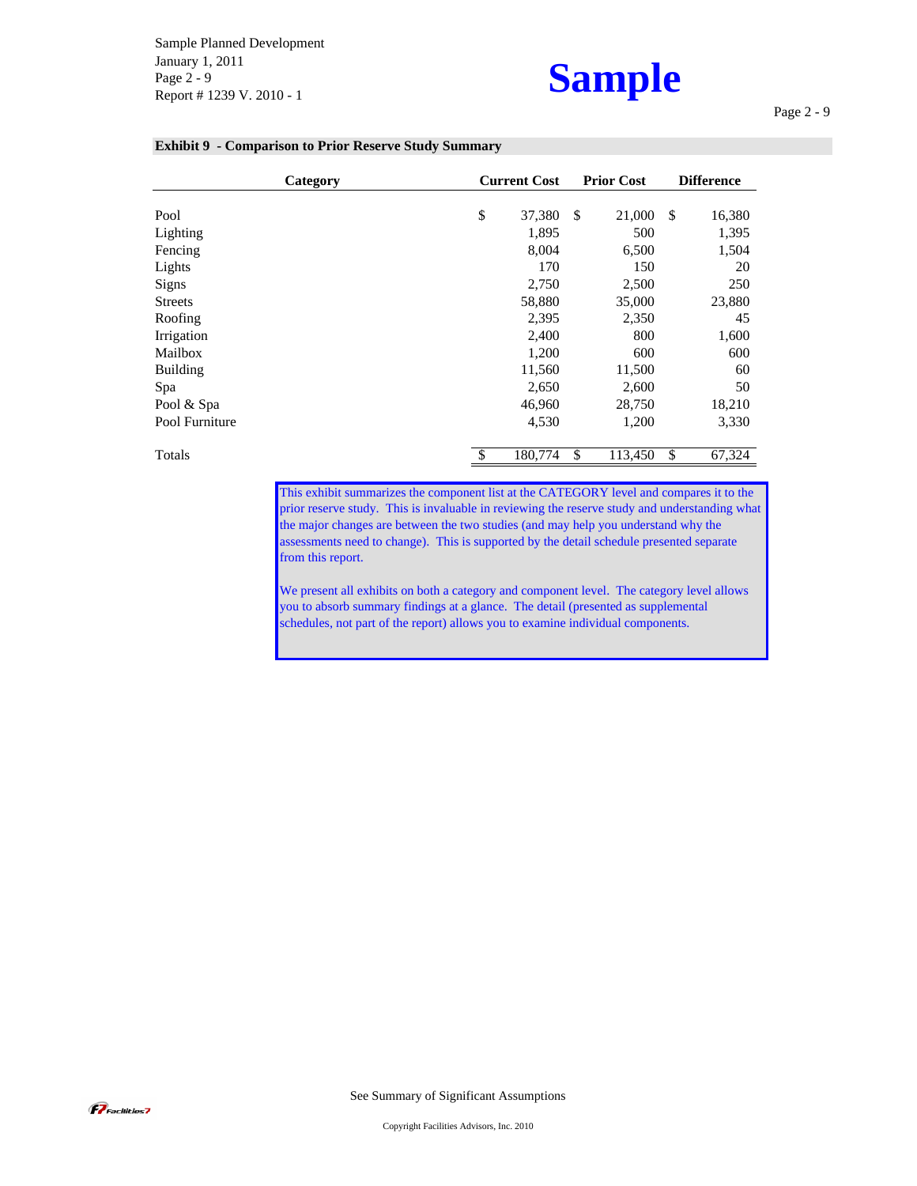## Exhibit 9 - Comparison to Prior Reserve Study Summary

| Category | Current Cost | Prior Cost | Difference |
|---|---|---|---|
| Pool | $ 37,380 | $ 21,000 | $ 16,380 |
| Lighting | 1,895 | 500 | 1,395 |
| Fencing | 8,004 | 6,500 | 1,504 |
| Lights | 170 | 150 | 20 |
| Signs | 2,750 | 2,500 | 250 |
| Streets | 58,880 | 35,000 | 23,880 |
| Roofing | 2,395 | 2,350 | 45 |
| Irrigation | 2,400 | 800 | 1,600 |
| Mailbox | 1,200 | 600 | 600 |
| Building | 11,560 | 11,500 | 60 |
| Spa | 2,650 | 2,600 | 50 |
| Pool & Spa | 46,960 | 28,750 | 18,210 |
| Pool Furniture | 4,530 | 1,200 | 3,330 |
| Totals | $ 180,774 | $ 113,450 | $ 67,324 |

This exhibit summarizes the component list at the CATEGORY level and compares it to the prior reserve study. This is invaluable in reviewing the reserve study and understanding what the major changes are between the two studies (and may help you understand why the assessments need to change). This is supported by the detail schedule presented separate from this report.

We present all exhibits on both a category and component level. The category level allows you to absorb summary findings at a glance. The detail (presented as supplemental schedules, not part of the report) allows you to examine individual components.

See Summary of Significant Assumptions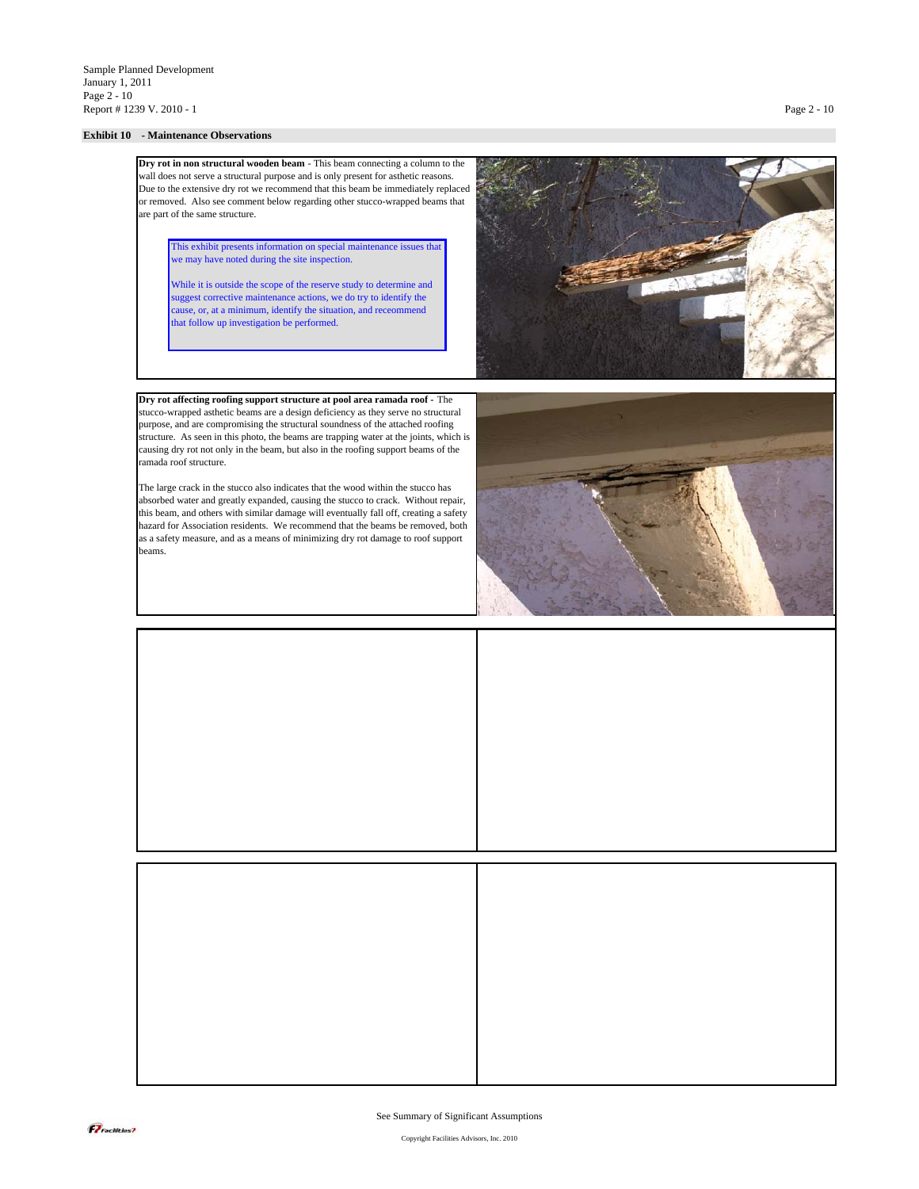## Exhibit 10 - Maintenance Observations

**Dry rot in non structural wooden beam** - This beam connecting a column to the wall does not serve a structural purpose and is only present for asthetic reasons. Due to the extensive dry rot we recommend that this beam be immediately replaced or removed. Also see comment below regarding other stucco-wrapped beams that are part of the same structure.

> This exhibit presents information on special maintenance issues that we may have noted during the site inspection.
>
> While it is outside the scope of the reserve study to determine and suggest corrective maintenance actions, we do try to identify the cause, or, at a minimum, identify the situation, and receommend that follow up investigation be performed.

**Dry rot affecting roofing support structure at pool area ramada roof** - The stucco-wrapped asthetic beams are a design deficiency as they serve no structural purpose, and are compromising the structural soundness of the attached roofing structure. As seen in this photo, the beams are trapping water at the joints, which is causing dry rot not only in the beam, but also in the roofing support beams of the ramada roof structure.

The large crack in the stucco also indicates that the wood within the stucco has absorbed water and greatly expanded, causing the stucco to crack. Without repair, this beam, and others with similar damage will eventually fall off, creating a safety hazard for Association residents. We recommend that the beams be removed, both as a safety measure, and as a means of minimizing dry rot damage to roof support beams.

See Summary of Significant Assumptions